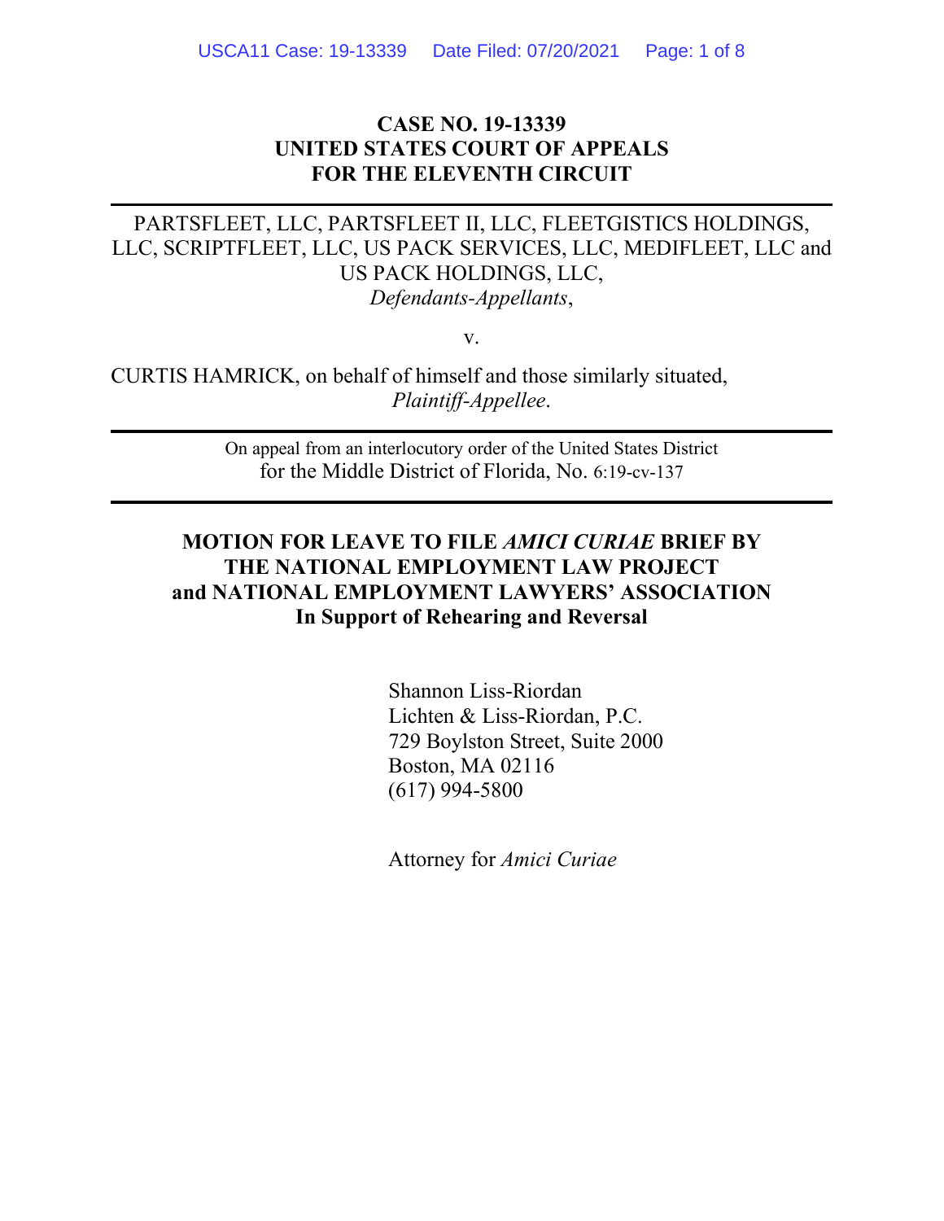**CASE NO. 19-13339**
**UNITED STATES COURT OF APPEALS**
**FOR THE ELEVENTH CIRCUIT**

---

PARTSFLEET, LLC, PARTSFLEET II, LLC, FLEETGISTICS HOLDINGS, LLC, SCRIPTFLEET, LLC, US PACK SERVICES, LLC, MEDIFLEET, LLC and US PACK HOLDINGS, LLC,
*Defendants-Appellants*,

v.

CURTIS HAMRICK, on behalf of himself and those similarly situated,
*Plaintiff-Appellee*.

---

On appeal from an interlocutory order of the United States District for the Middle District of Florida, No. 6:19-cv-137

---

**MOTION FOR LEAVE TO FILE *AMICI CURIAE* BRIEF BY THE NATIONAL EMPLOYMENT LAW PROJECT and NATIONAL EMPLOYMENT LAWYERS' ASSOCIATION In Support of Rehearing and Reversal**

Shannon Liss-Riordan
Lichten & Liss-Riordan, P.C.
729 Boylston Street, Suite 2000
Boston, MA 02116
(617) 994-5800

Attorney for *Amici Curiae*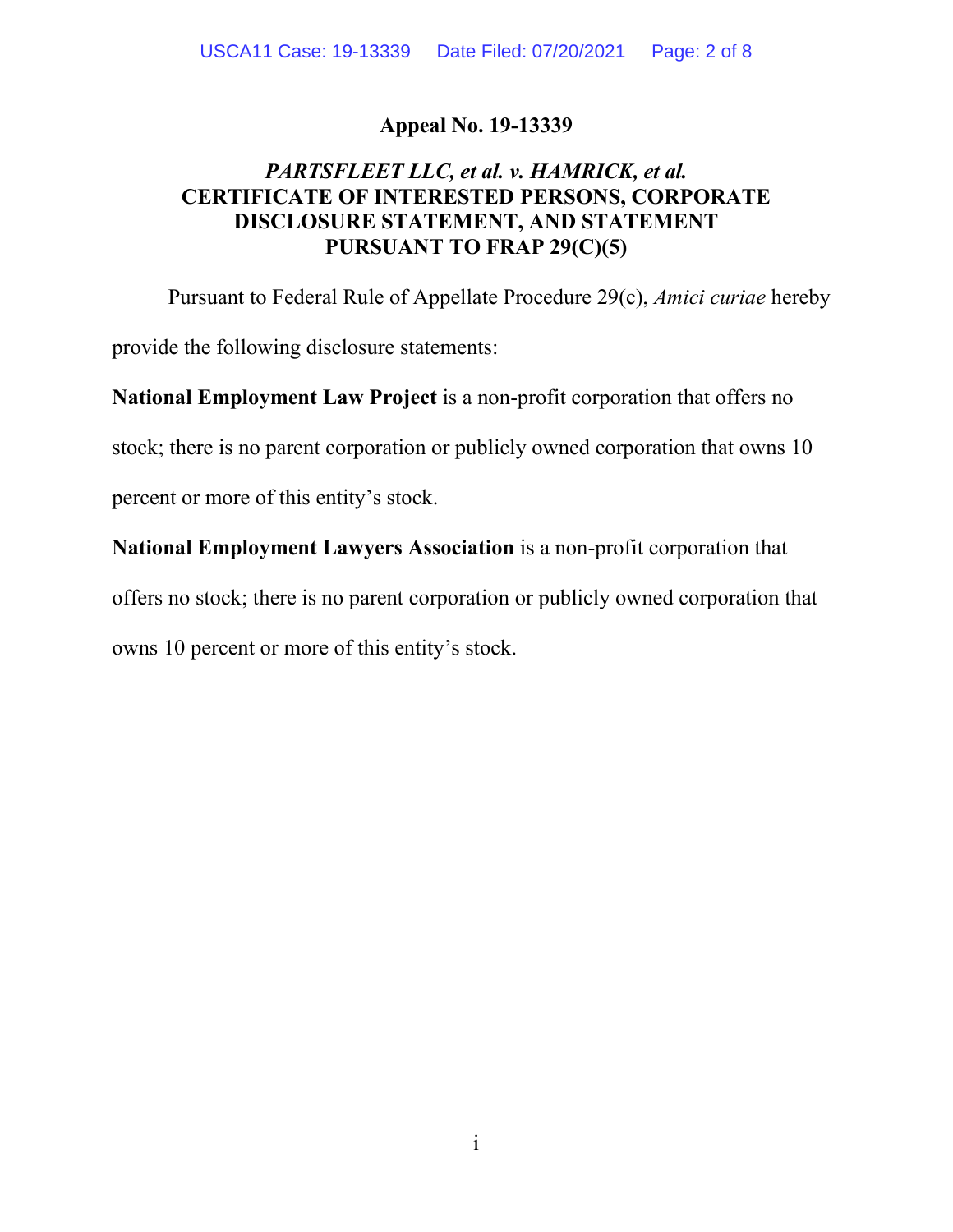**Appeal No. 19-13339**

***PARTSFLEET LLC, et al. v. HAMRICK, et al.***
**CERTIFICATE OF INTERESTED PERSONS, CORPORATE DISCLOSURE STATEMENT, AND STATEMENT PURSUANT TO FRAP 29(C)(5)**

Pursuant to Federal Rule of Appellate Procedure 29(c), *Amici curiae* hereby provide the following disclosure statements:

**National Employment Law Project** is a non-profit corporation that offers no stock; there is no parent corporation or publicly owned corporation that owns 10 percent or more of this entity's stock.

**National Employment Lawyers Association** is a non-profit corporation that offers no stock; there is no parent corporation or publicly owned corporation that owns 10 percent or more of this entity's stock.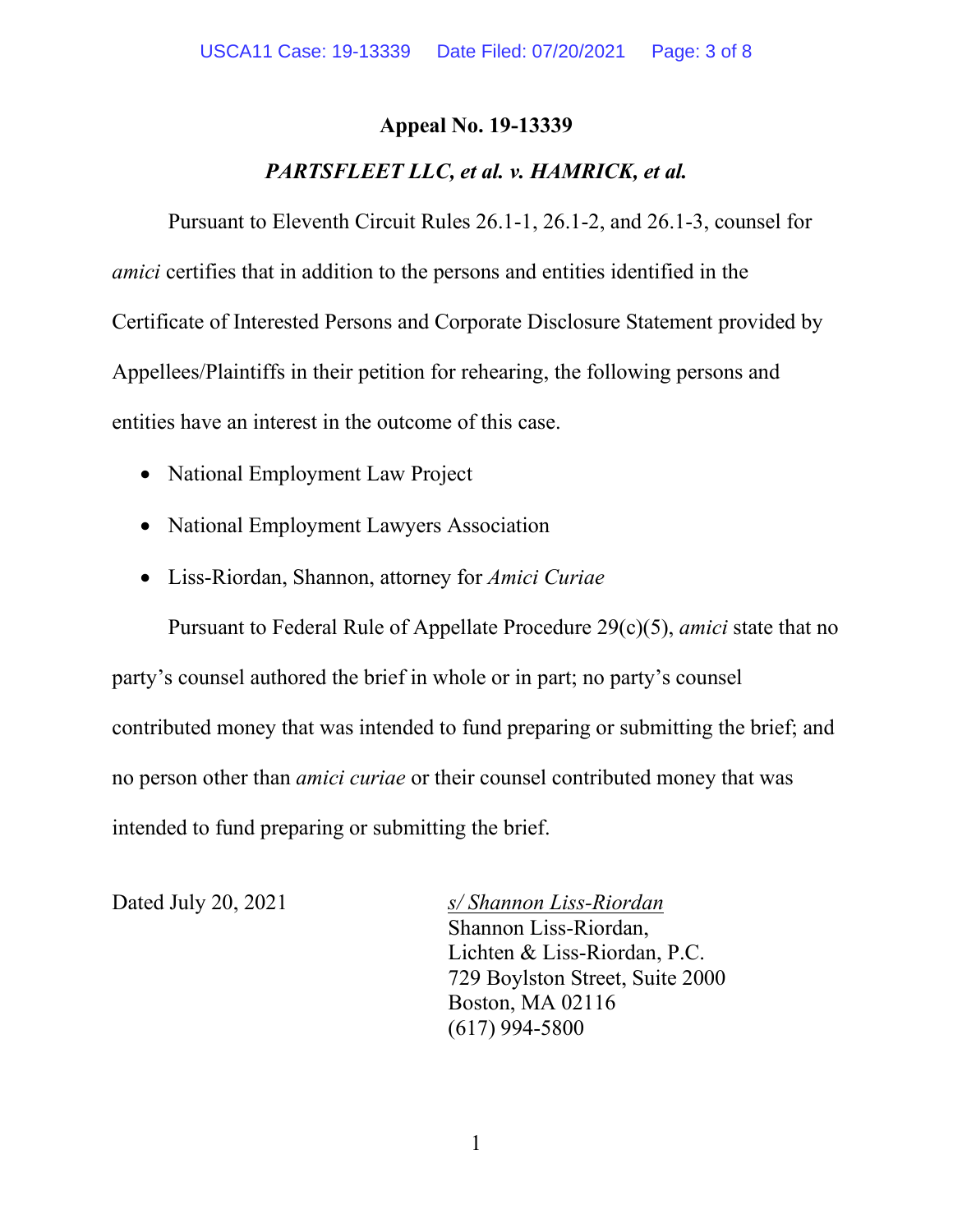**Appeal No. 19-13339**

***PARTSFLEET LLC, et al. v. HAMRICK, et al.***

Pursuant to Eleventh Circuit Rules 26.1-1, 26.1-2, and 26.1-3, counsel for *amici* certifies that in addition to the persons and entities identified in the Certificate of Interested Persons and Corporate Disclosure Statement provided by Appellees/Plaintiffs in their petition for rehearing, the following persons and entities have an interest in the outcome of this case.

- National Employment Law Project
- National Employment Lawyers Association
- Liss-Riordan, Shannon, attorney for *Amici Curiae*

Pursuant to Federal Rule of Appellate Procedure 29(c)(5), *amici* state that no party's counsel authored the brief in whole or in part; no party's counsel contributed money that was intended to fund preparing or submitting the brief; and no person other than *amici curiae* or their counsel contributed money that was intended to fund preparing or submitting the brief.

Dated July 20, 2021

*s/ Shannon Liss-Riordan*
Shannon Liss-Riordan,
Lichten & Liss-Riordan, P.C.
729 Boylston Street, Suite 2000
Boston, MA 02116
(617) 994-5800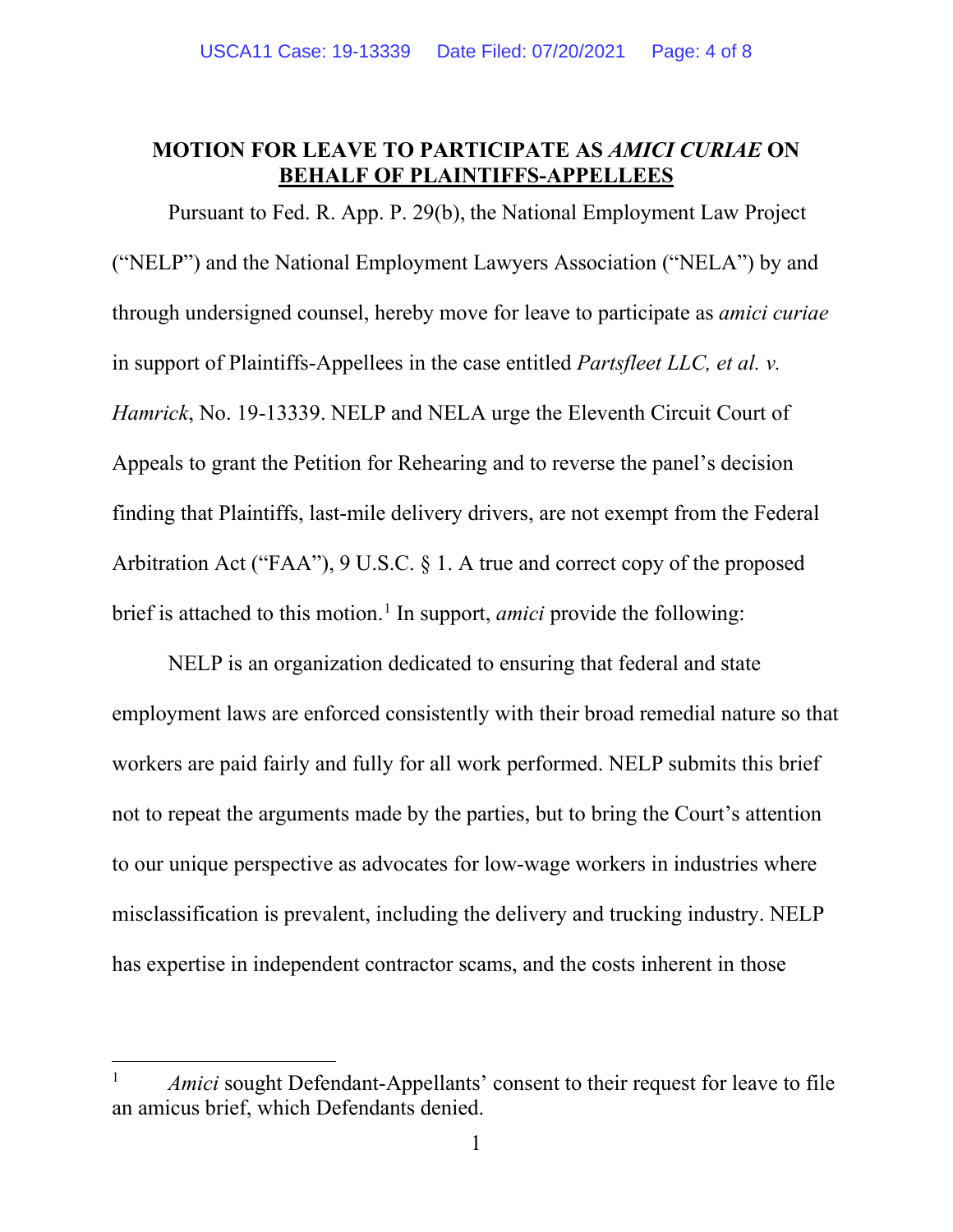## MOTION FOR LEAVE TO PARTICIPATE AS *AMICI CURIAE* ON BEHALF OF PLAINTIFFS-APPELLEES

Pursuant to Fed. R. App. P. 29(b), the National Employment Law Project ("NELP") and the National Employment Lawyers Association ("NELA") by and through undersigned counsel, hereby move for leave to participate as *amici curiae* in support of Plaintiffs-Appellees in the case entitled *Partsfleet LLC, et al. v. Hamrick*, No. 19-13339. NELP and NELA urge the Eleventh Circuit Court of Appeals to grant the Petition for Rehearing and to reverse the panel's decision finding that Plaintiffs, last-mile delivery drivers, are not exempt from the Federal Arbitration Act ("FAA"), 9 U.S.C. § 1. A true and correct copy of the proposed brief is attached to this motion.[1] In support, *amici* provide the following:

NELP is an organization dedicated to ensuring that federal and state employment laws are enforced consistently with their broad remedial nature so that workers are paid fairly and fully for all work performed. NELP submits this brief not to repeat the arguments made by the parties, but to bring the Court's attention to our unique perspective as advocates for low-wage workers in industries where misclassification is prevalent, including the delivery and trucking industry. NELP has expertise in independent contractor scams, and the costs inherent in those

[1] *Amici* sought Defendant-Appellants' consent to their request for leave to file an amicus brief, which Defendants denied.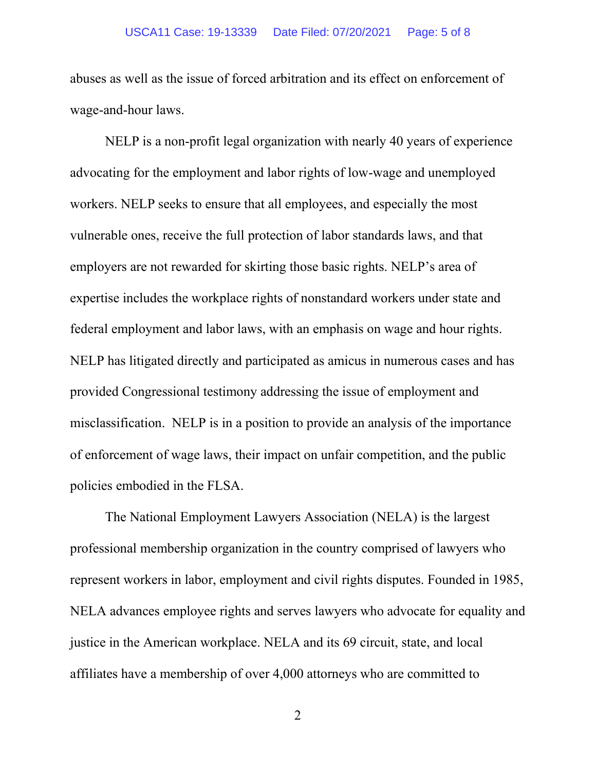abuses as well as the issue of forced arbitration and its effect on enforcement of wage-and-hour laws.

NELP is a non-profit legal organization with nearly 40 years of experience advocating for the employment and labor rights of low-wage and unemployed workers. NELP seeks to ensure that all employees, and especially the most vulnerable ones, receive the full protection of labor standards laws, and that employers are not rewarded for skirting those basic rights. NELP's area of expertise includes the workplace rights of nonstandard workers under state and federal employment and labor laws, with an emphasis on wage and hour rights. NELP has litigated directly and participated as amicus in numerous cases and has provided Congressional testimony addressing the issue of employment and misclassification. NELP is in a position to provide an analysis of the importance of enforcement of wage laws, their impact on unfair competition, and the public policies embodied in the FLSA.

The National Employment Lawyers Association (NELA) is the largest professional membership organization in the country comprised of lawyers who represent workers in labor, employment and civil rights disputes. Founded in 1985, NELA advances employee rights and serves lawyers who advocate for equality and justice in the American workplace. NELA and its 69 circuit, state, and local affiliates have a membership of over 4,000 attorneys who are committed to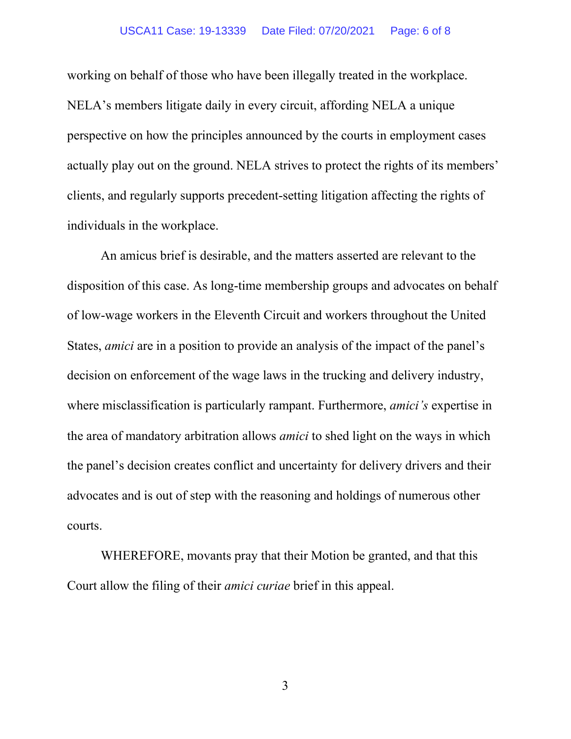working on behalf of those who have been illegally treated in the workplace. NELA's members litigate daily in every circuit, affording NELA a unique perspective on how the principles announced by the courts in employment cases actually play out on the ground. NELA strives to protect the rights of its members' clients, and regularly supports precedent-setting litigation affecting the rights of individuals in the workplace.

An amicus brief is desirable, and the matters asserted are relevant to the disposition of this case. As long-time membership groups and advocates on behalf of low-wage workers in the Eleventh Circuit and workers throughout the United States, *amici* are in a position to provide an analysis of the impact of the panel's decision on enforcement of the wage laws in the trucking and delivery industry, where misclassification is particularly rampant. Furthermore, *amici's* expertise in the area of mandatory arbitration allows *amici* to shed light on the ways in which the panel's decision creates conflict and uncertainty for delivery drivers and their advocates and is out of step with the reasoning and holdings of numerous other courts.

WHEREFORE, movants pray that their Motion be granted, and that this Court allow the filing of their *amici curiae* brief in this appeal.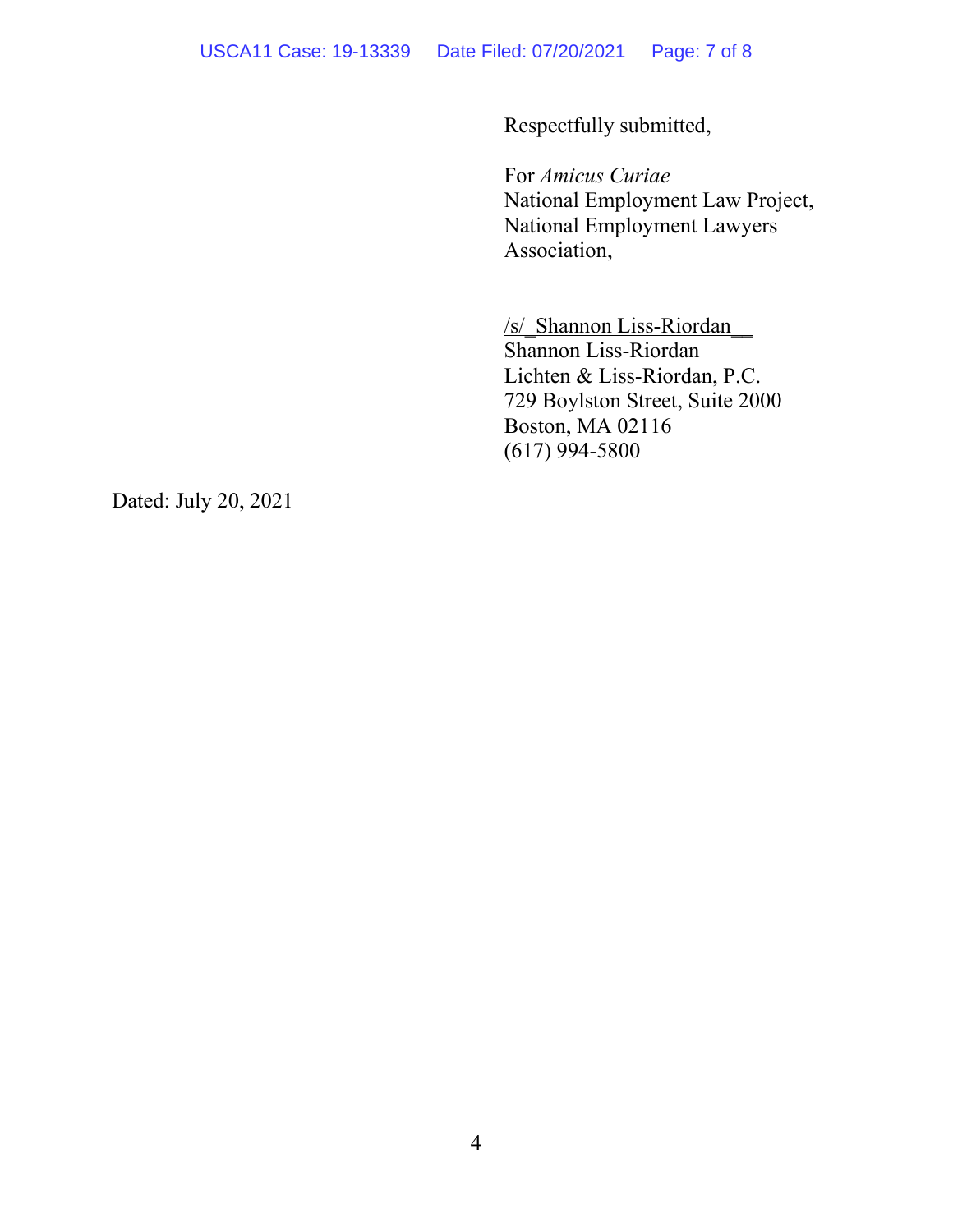Respectfully submitted,

For *Amicus Curiae*
National Employment Law Project,
National Employment Lawyers
Association,

/s/_Shannon Liss-Riordan__
Shannon Liss-Riordan
Lichten & Liss-Riordan, P.C.
729 Boylston Street, Suite 2000
Boston, MA 02116
(617) 994-5800

Dated: July 20, 2021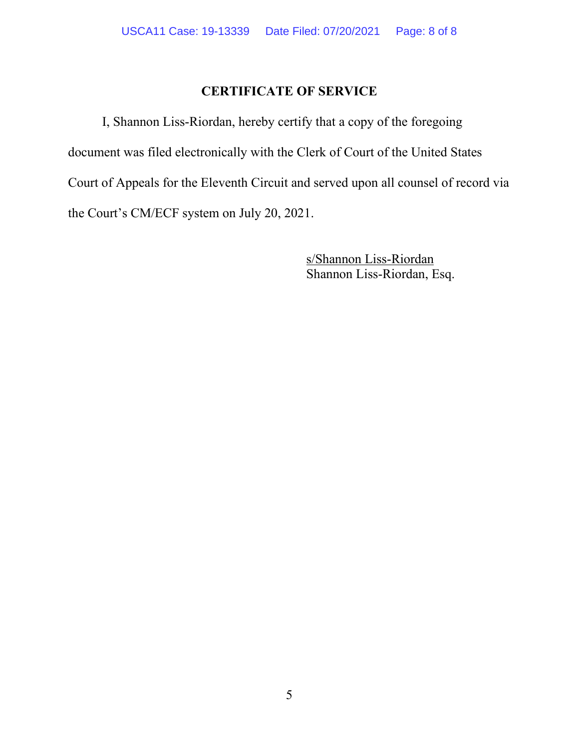## CERTIFICATE OF SERVICE

I, Shannon Liss-Riordan, hereby certify that a copy of the foregoing document was filed electronically with the Clerk of Court of the United States Court of Appeals for the Eleventh Circuit and served upon all counsel of record via the Court's CM/ECF system on July 20, 2021.

s/Shannon Liss-Riordan
Shannon Liss-Riordan, Esq.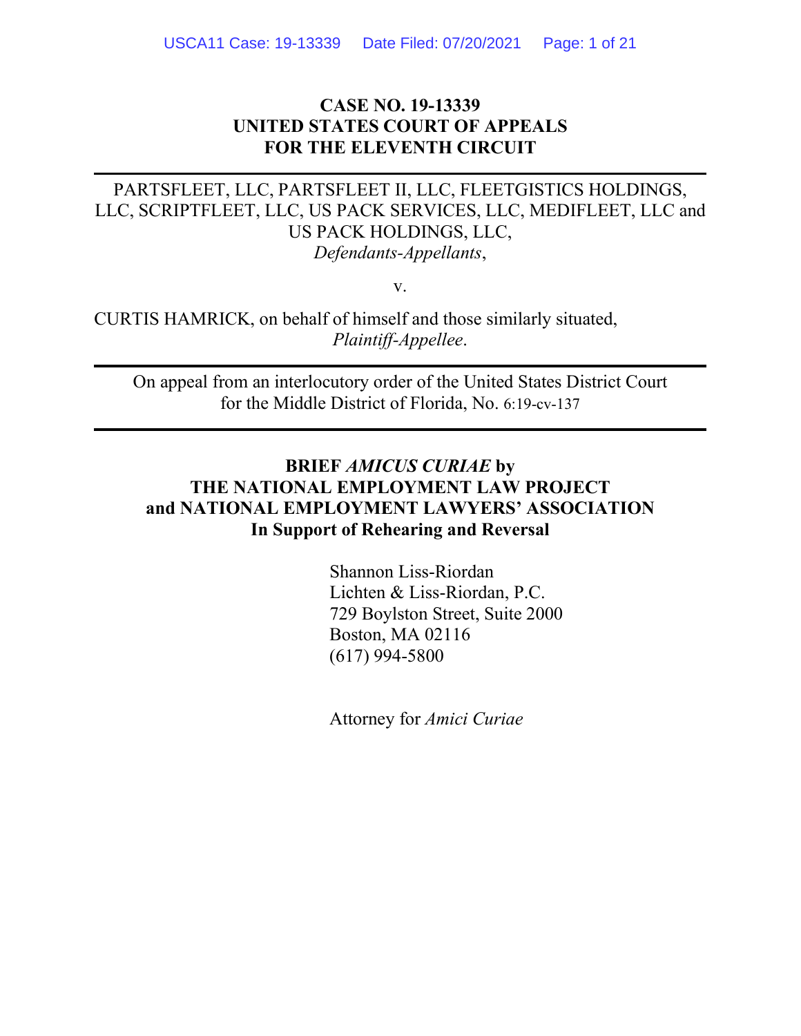**CASE NO. 19-13339**
**UNITED STATES COURT OF APPEALS**
**FOR THE ELEVENTH CIRCUIT**

---

PARTSFLEET, LLC, PARTSFLEET II, LLC, FLEETGISTICS HOLDINGS, LLC, SCRIPTFLEET, LLC, US PACK SERVICES, LLC, MEDIFLEET, LLC and US PACK HOLDINGS, LLC,
*Defendants-Appellants*,

v.

CURTIS HAMRICK, on behalf of himself and those similarly situated,
*Plaintiff-Appellee*.

---

On appeal from an interlocutory order of the United States District Court for the Middle District of Florida, No. 6:19-cv-137

---

**BRIEF *AMICUS CURIAE* by**
**THE NATIONAL EMPLOYMENT LAW PROJECT**
**and NATIONAL EMPLOYMENT LAWYERS' ASSOCIATION**
**In Support of Rehearing and Reversal**

Shannon Liss-Riordan
Lichten & Liss-Riordan, P.C.
729 Boylston Street, Suite 2000
Boston, MA 02116
(617) 994-5800

Attorney for *Amici Curiae*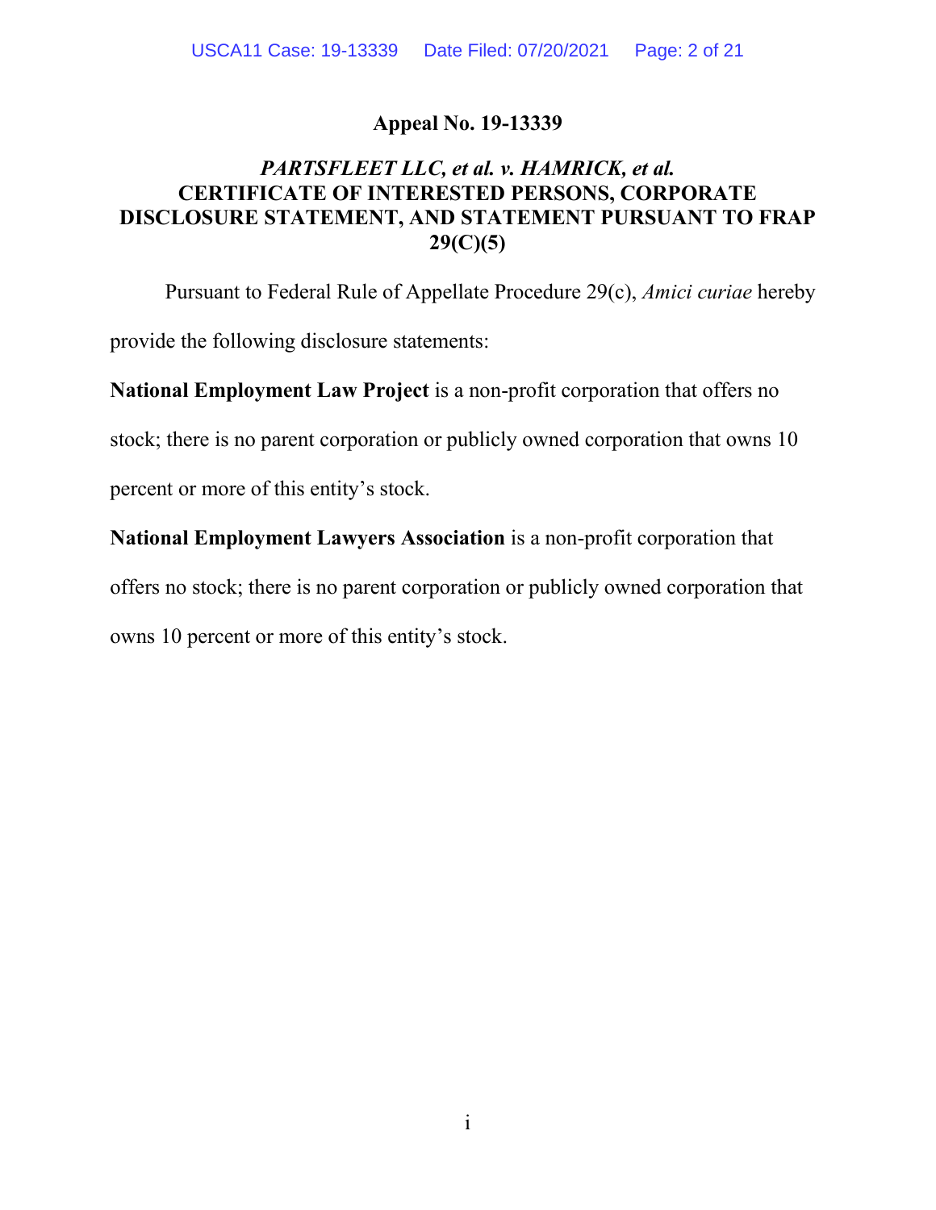**Appeal No. 19-13339**

***PARTSFLEET LLC, et al. v. HAMRICK, et al.***
**CERTIFICATE OF INTERESTED PERSONS, CORPORATE DISCLOSURE STATEMENT, AND STATEMENT PURSUANT TO FRAP 29(C)(5)**

Pursuant to Federal Rule of Appellate Procedure 29(c), *Amici curiae* hereby provide the following disclosure statements:

**National Employment Law Project** is a non-profit corporation that offers no stock; there is no parent corporation or publicly owned corporation that owns 10 percent or more of this entity's stock.

**National Employment Lawyers Association** is a non-profit corporation that offers no stock; there is no parent corporation or publicly owned corporation that owns 10 percent or more of this entity's stock.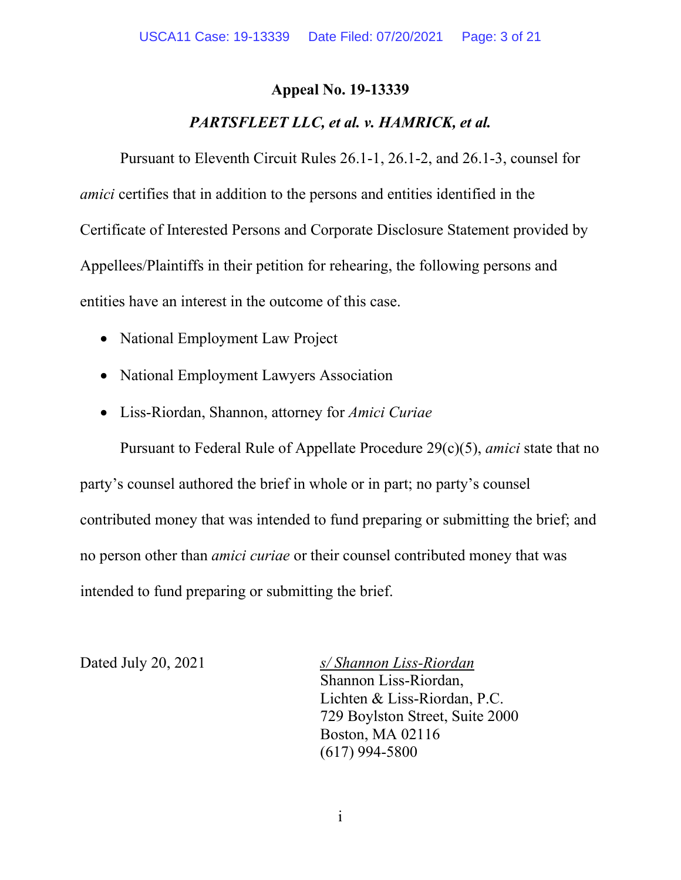**Appeal No. 19-13339**

***PARTSFLEET LLC, et al. v. HAMRICK, et al.***

Pursuant to Eleventh Circuit Rules 26.1-1, 26.1-2, and 26.1-3, counsel for *amici* certifies that in addition to the persons and entities identified in the Certificate of Interested Persons and Corporate Disclosure Statement provided by Appellees/Plaintiffs in their petition for rehearing, the following persons and entities have an interest in the outcome of this case.

- National Employment Law Project
- National Employment Lawyers Association
- Liss-Riordan, Shannon, attorney for *Amici Curiae*

Pursuant to Federal Rule of Appellate Procedure 29(c)(5), *amici* state that no party's counsel authored the brief in whole or in part; no party's counsel contributed money that was intended to fund preparing or submitting the brief; and no person other than *amici curiae* or their counsel contributed money that was intended to fund preparing or submitting the brief.

Dated July 20, 2021

*s/ Shannon Liss-Riordan*
Shannon Liss-Riordan,
Lichten & Liss-Riordan, P.C.
729 Boylston Street, Suite 2000
Boston, MA 02116
(617) 994-5800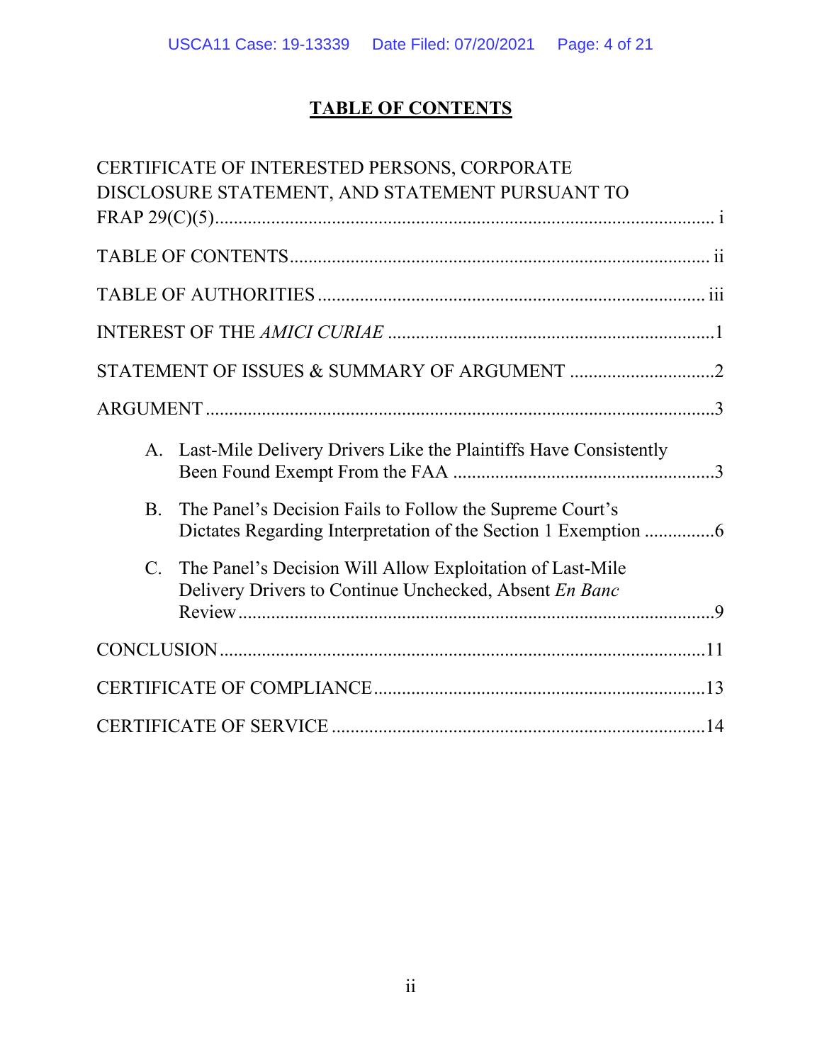# TABLE OF CONTENTS

CERTIFICATE OF INTERESTED PERSONS, CORPORATE DISCLOSURE STATEMENT, AND STATEMENT PURSUANT TO FRAP 29(C)(5) ........ i

TABLE OF CONTENTS ........ ii

TABLE OF AUTHORITIES ........ iii

INTEREST OF THE *AMICI CURIAE* ........ 1

STATEMENT OF ISSUES & SUMMARY OF ARGUMENT ........ 2

ARGUMENT ........ 3

- A. Last-Mile Delivery Drivers Like the Plaintiffs Have Consistently Been Found Exempt From the FAA ........ 3
- B. The Panel's Decision Fails to Follow the Supreme Court's Dictates Regarding Interpretation of the Section 1 Exemption ........ 6
- C. The Panel's Decision Will Allow Exploitation of Last-Mile Delivery Drivers to Continue Unchecked, Absent *En Banc* Review ........ 9

CONCLUSION ........ 11

CERTIFICATE OF COMPLIANCE ........ 13

CERTIFICATE OF SERVICE ........ 14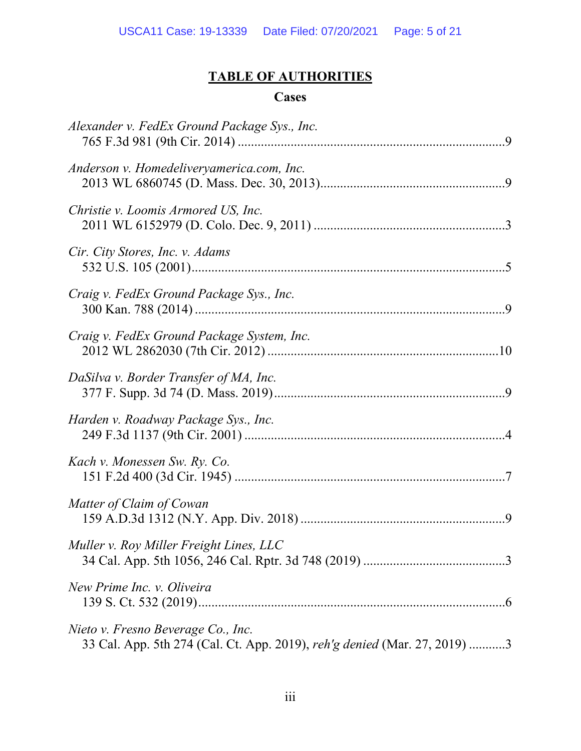# TABLE OF AUTHORITIES

## Cases

*Alexander v. FedEx Ground Package Sys., Inc.*
765 F.3d 981 (9th Cir. 2014) ................................................................................9

*Anderson v. Homedeliveryamerica.com, Inc.*
2013 WL 6860745 (D. Mass. Dec. 30, 2013).......................................................9

*Christie v. Loomis Armored US, Inc.*
2011 WL 6152979 (D. Colo. Dec. 9, 2011) .........................................................3

*Cir. City Stores, Inc. v. Adams*
532 U.S. 105 (2001)..............................................................................................5

*Craig v. FedEx Ground Package Sys., Inc.*
300 Kan. 788 (2014) .............................................................................................9

*Craig v. FedEx Ground Package System, Inc.*
2012 WL 2862030 (7th Cir. 2012) .....................................................................10

*DaSilva v. Border Transfer of MA, Inc.*
377 F. Supp. 3d 74 (D. Mass. 2019).....................................................................9

*Harden v. Roadway Package Sys., Inc.*
249 F.3d 1137 (9th Cir. 2001) ..............................................................................4

*Kach v. Monessen Sw. Ry. Co.*
151 F.2d 400 (3d Cir. 1945) .................................................................................7

*Matter of Claim of Cowan*
159 A.D.3d 1312 (N.Y. App. Div. 2018) .............................................................9

*Muller v. Roy Miller Freight Lines, LLC*
34 Cal. App. 5th 1056, 246 Cal. Rptr. 3d 748 (2019) ..........................................3

*New Prime Inc. v. Oliveira*
139 S. Ct. 532 (2019)............................................................................................6

*Nieto v. Fresno Beverage Co., Inc.*
33 Cal. App. 5th 274 (Cal. Ct. App. 2019), *reh'g denied* (Mar. 27, 2019) ...........3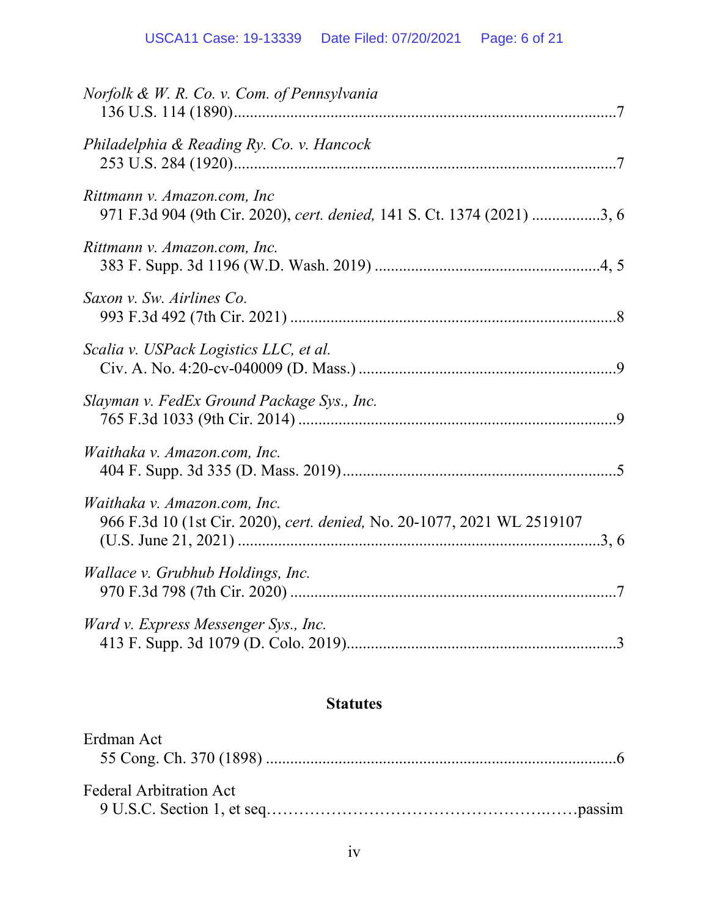*Norfolk & W. R. Co. v. Com. of Pennsylvania*
136 U.S. 114 (1890)..............................................................................................7

*Philadelphia & Reading Ry. Co. v. Hancock*
253 U.S. 284 (1920)..............................................................................................7

*Rittmann v. Amazon.com, Inc*
971 F.3d 904 (9th Cir. 2020), *cert. denied,* 141 S. Ct. 1374 (2021) ................3, 6

*Rittmann v. Amazon.com, Inc.*
383 F. Supp. 3d 1196 (W.D. Wash. 2019) ........................................................4, 5

*Saxon v. Sw. Airlines Co.*
993 F.3d 492 (7th Cir. 2021) ................................................................................8

*Scalia v. USPack Logistics LLC, et al.*
Civ. A. No. 4:20-cv-040009 (D. Mass.) ...............................................................9

*Slayman v. FedEx Ground Package Sys., Inc.*
765 F.3d 1033 (9th Cir. 2014) ..............................................................................9

*Waithaka v. Amazon.com, Inc.*
404 F. Supp. 3d 335 (D. Mass. 2019)...................................................................5

*Waithaka v. Amazon.com, Inc.*
966 F.3d 10 (1st Cir. 2020), *cert. denied,* No. 20-1077, 2021 WL 2519107 (U.S. June 21, 2021) ........................................................................................3, 6

*Wallace v. Grubhub Holdings, Inc.*
970 F.3d 798 (7th Cir. 2020) ................................................................................7

*Ward v. Express Messenger Sys., Inc.*
413 F. Supp. 3d 1079 (D. Colo. 2019)..................................................................3

## Statutes

Erdman Act
55 Cong. Ch. 370 (1898) ......................................................................................6

Federal Arbitration Act
9 U.S.C. Section 1, et seq……………………………………………….……passim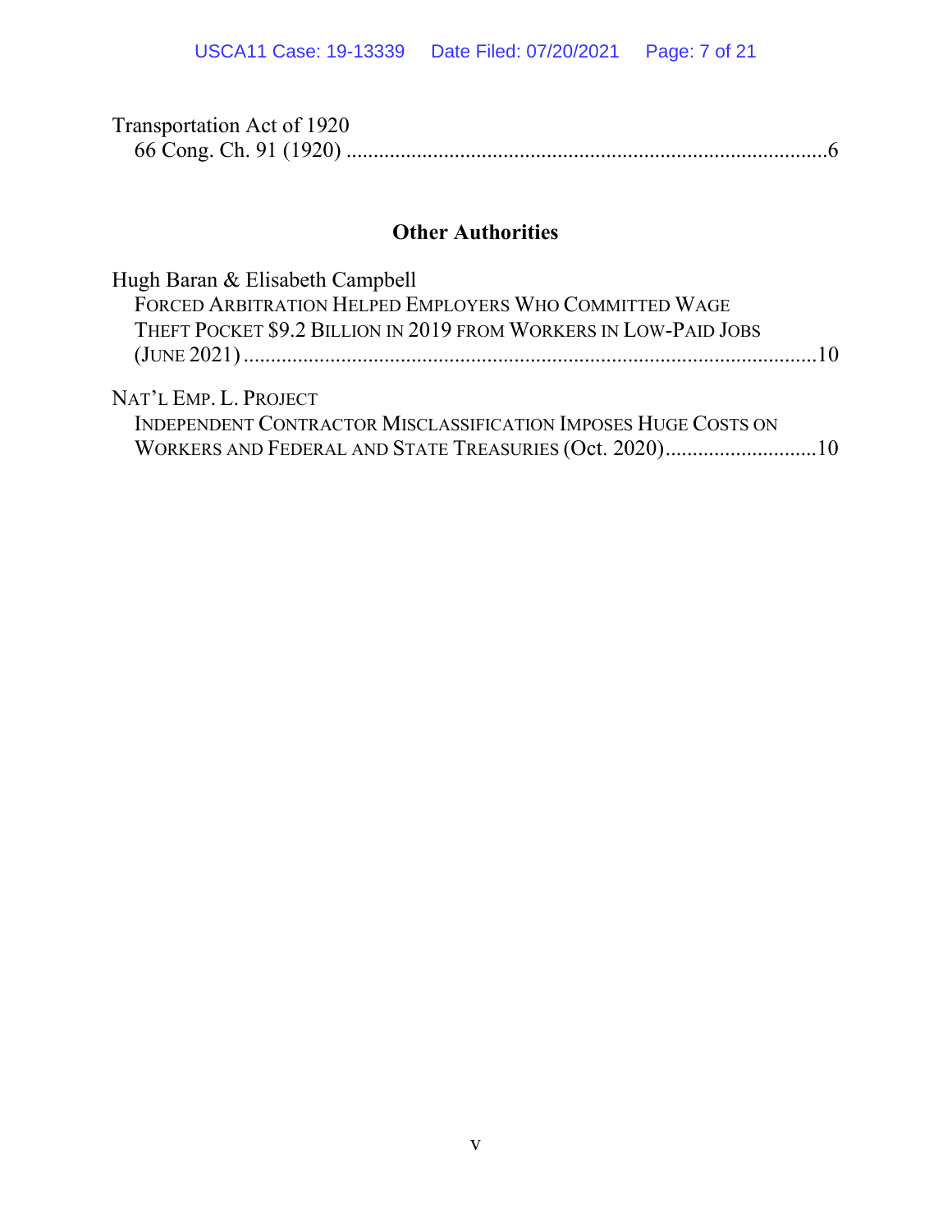Transportation Act of 1920
66 Cong. Ch. 91 (1920) ........................................................................................6

**Other Authorities**

Hugh Baran & Elisabeth Campbell
FORCED ARBITRATION HELPED EMPLOYERS WHO COMMITTED WAGE THEFT POCKET $9.2 BILLION IN 2019 FROM WORKERS IN LOW-PAID JOBS (JUNE 2021) ........................................................................................10

NAT'L EMP. L. PROJECT
INDEPENDENT CONTRACTOR MISCLASSIFICATION IMPOSES HUGE COSTS ON WORKERS AND FEDERAL AND STATE TREASURIES (Oct. 2020)............................10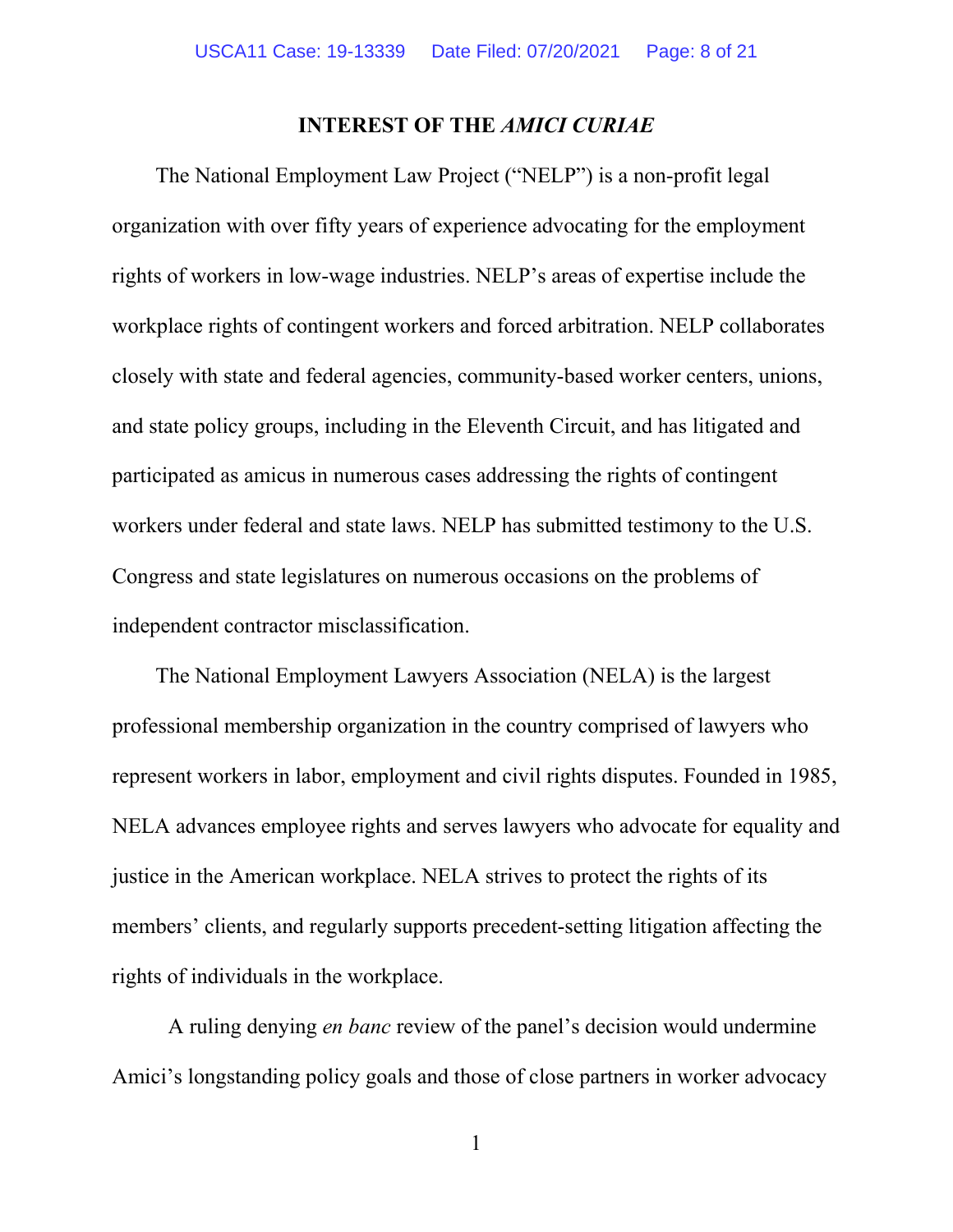## INTEREST OF THE *AMICI CURIAE*

The National Employment Law Project ("NELP") is a non-profit legal organization with over fifty years of experience advocating for the employment rights of workers in low-wage industries. NELP's areas of expertise include the workplace rights of contingent workers and forced arbitration. NELP collaborates closely with state and federal agencies, community-based worker centers, unions, and state policy groups, including in the Eleventh Circuit, and has litigated and participated as amicus in numerous cases addressing the rights of contingent workers under federal and state laws. NELP has submitted testimony to the U.S. Congress and state legislatures on numerous occasions on the problems of independent contractor misclassification.

The National Employment Lawyers Association (NELA) is the largest professional membership organization in the country comprised of lawyers who represent workers in labor, employment and civil rights disputes. Founded in 1985, NELA advances employee rights and serves lawyers who advocate for equality and justice in the American workplace. NELA strives to protect the rights of its members' clients, and regularly supports precedent-setting litigation affecting the rights of individuals in the workplace.

A ruling denying *en banc* review of the panel's decision would undermine Amici's longstanding policy goals and those of close partners in worker advocacy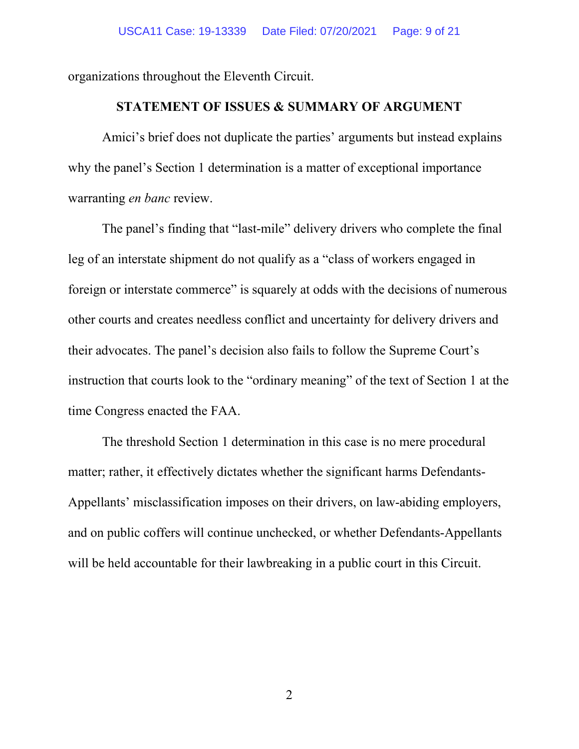organizations throughout the Eleventh Circuit.

## STATEMENT OF ISSUES & SUMMARY OF ARGUMENT

Amici's brief does not duplicate the parties' arguments but instead explains why the panel's Section 1 determination is a matter of exceptional importance warranting *en banc* review.

The panel's finding that "last-mile" delivery drivers who complete the final leg of an interstate shipment do not qualify as a "class of workers engaged in foreign or interstate commerce" is squarely at odds with the decisions of numerous other courts and creates needless conflict and uncertainty for delivery drivers and their advocates. The panel's decision also fails to follow the Supreme Court's instruction that courts look to the "ordinary meaning" of the text of Section 1 at the time Congress enacted the FAA.

The threshold Section 1 determination in this case is no mere procedural matter; rather, it effectively dictates whether the significant harms Defendants-Appellants' misclassification imposes on their drivers, on law-abiding employers, and on public coffers will continue unchecked, or whether Defendants-Appellants will be held accountable for their lawbreaking in a public court in this Circuit.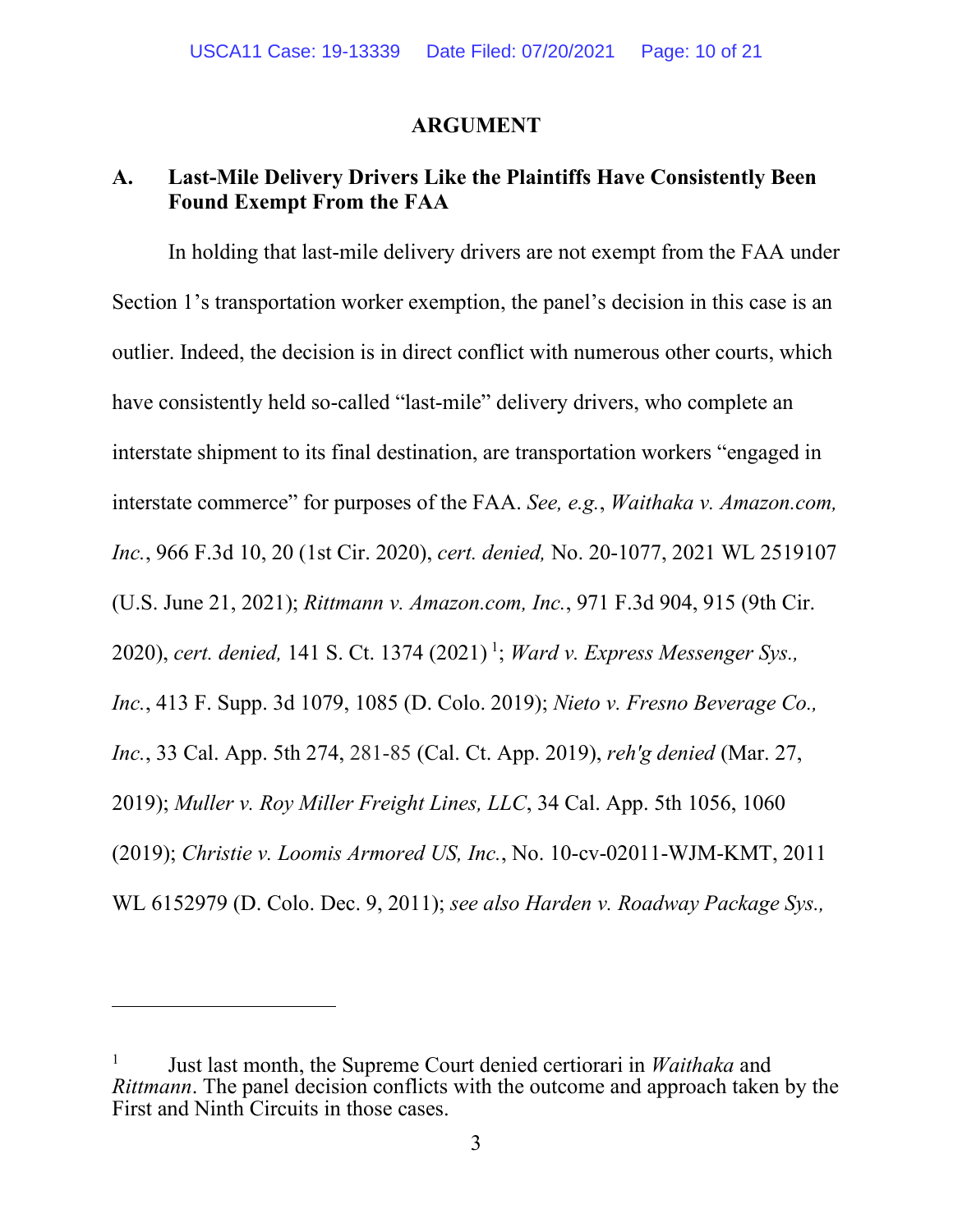## ARGUMENT

### A. Last-Mile Delivery Drivers Like the Plaintiffs Have Consistently Been Found Exempt From the FAA

In holding that last-mile delivery drivers are not exempt from the FAA under Section 1's transportation worker exemption, the panel's decision in this case is an outlier. Indeed, the decision is in direct conflict with numerous other courts, which have consistently held so-called "last-mile" delivery drivers, who complete an interstate shipment to its final destination, are transportation workers "engaged in interstate commerce" for purposes of the FAA. *See, e.g.*, *Waithaka v. Amazon.com, Inc.*, 966 F.3d 10, 20 (1st Cir. 2020), *cert. denied,* No. 20-1077, 2021 WL 2519107 (U.S. June 21, 2021); *Rittmann v. Amazon.com, Inc.*, 971 F.3d 904, 915 (9th Cir. 2020), *cert. denied,* 141 S. Ct. 1374 (2021) [1]; *Ward v. Express Messenger Sys., Inc.*, 413 F. Supp. 3d 1079, 1085 (D. Colo. 2019); *Nieto v. Fresno Beverage Co., Inc.*, 33 Cal. App. 5th 274, 281-85 (Cal. Ct. App. 2019), *reh'g denied* (Mar. 27, 2019); *Muller v. Roy Miller Freight Lines, LLC*, 34 Cal. App. 5th 1056, 1060 (2019); *Christie v. Loomis Armored US, Inc.*, No. 10-cv-02011-WJM-KMT, 2011 WL 6152979 (D. Colo. Dec. 9, 2011); *see also Harden v. Roadway Package Sys.,*

---

[1] Just last month, the Supreme Court denied certiorari in *Waithaka* and *Rittmann*. The panel decision conflicts with the outcome and approach taken by the First and Ninth Circuits in those cases.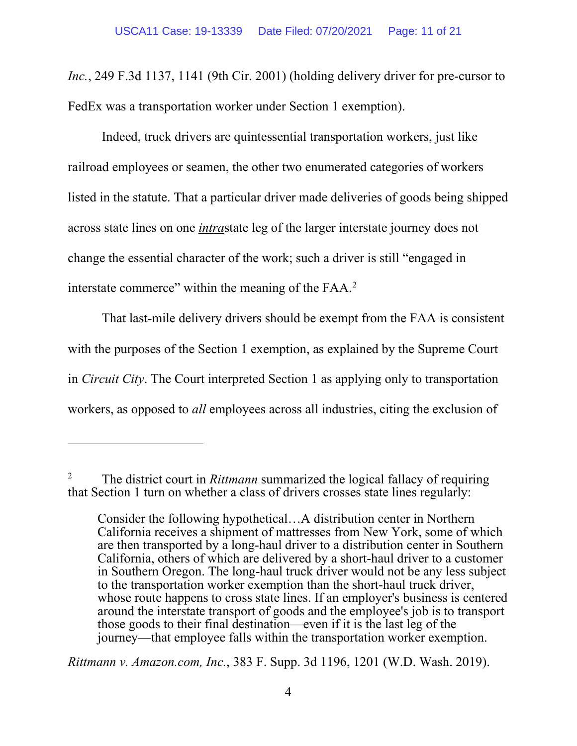*Inc.*, 249 F.3d 1137, 1141 (9th Cir. 2001) (holding delivery driver for pre-cursor to FedEx was a transportation worker under Section 1 exemption).

Indeed, truck drivers are quintessential transportation workers, just like railroad employees or seamen, the other two enumerated categories of workers listed in the statute. That a particular driver made deliveries of goods being shipped across state lines on one ***intra***state leg of the larger interstate journey does not change the essential character of the work; such a driver is still "engaged in interstate commerce" within the meaning of the FAA.[2]

That last-mile delivery drivers should be exempt from the FAA is consistent with the purposes of the Section 1 exemption, as explained by the Supreme Court in *Circuit City*. The Court interpreted Section 1 as applying only to transportation workers, as opposed to *all* employees across all industries, citing the exclusion of

---

[2] The district court in *Rittmann* summarized the logical fallacy of requiring that Section 1 turn on whether a class of drivers crosses state lines regularly:

> Consider the following hypothetical…A distribution center in Northern California receives a shipment of mattresses from New York, some of which are then transported by a long-haul driver to a distribution center in Southern California, others of which are delivered by a short-haul driver to a customer in Southern Oregon. The long-haul truck driver would not be any less subject to the transportation worker exemption than the short-haul truck driver, whose route happens to cross state lines. If an employer's business is centered around the interstate transport of goods and the employee's job is to transport those goods to their final destination—even if it is the last leg of the journey—that employee falls within the transportation worker exemption.

*Rittmann v. Amazon.com, Inc.*, 383 F. Supp. 3d 1196, 1201 (W.D. Wash. 2019).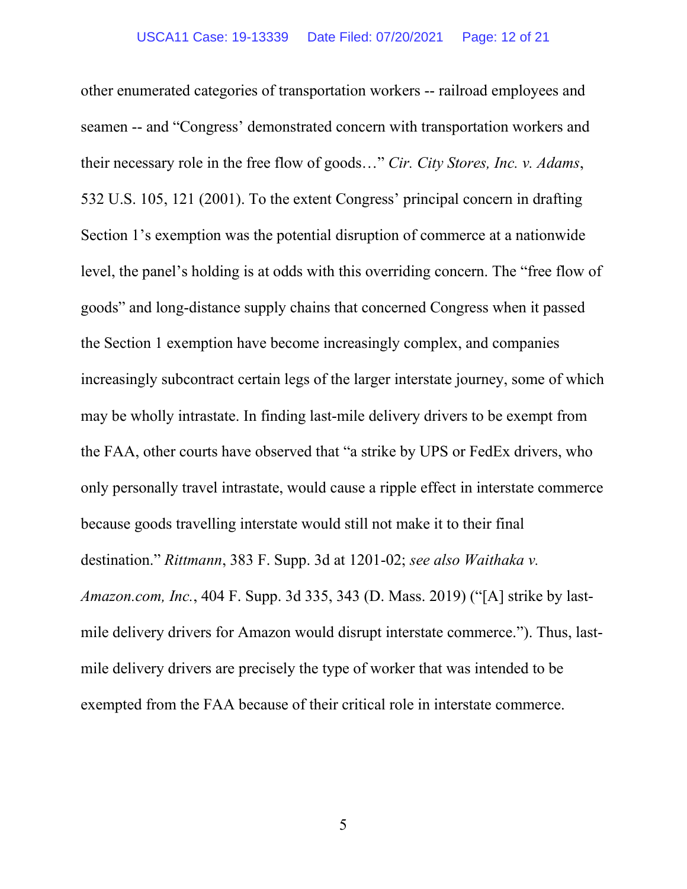other enumerated categories of transportation workers -- railroad employees and seamen -- and "Congress' demonstrated concern with transportation workers and their necessary role in the free flow of goods…" *Cir. City Stores, Inc. v. Adams*, 532 U.S. 105, 121 (2001). To the extent Congress' principal concern in drafting Section 1's exemption was the potential disruption of commerce at a nationwide level, the panel's holding is at odds with this overriding concern. The "free flow of goods" and long-distance supply chains that concerned Congress when it passed the Section 1 exemption have become increasingly complex, and companies increasingly subcontract certain legs of the larger interstate journey, some of which may be wholly intrastate. In finding last-mile delivery drivers to be exempt from the FAA, other courts have observed that "a strike by UPS or FedEx drivers, who only personally travel intrastate, would cause a ripple effect in interstate commerce because goods travelling interstate would still not make it to their final destination." *Rittmann*, 383 F. Supp. 3d at 1201-02; *see also Waithaka v. Amazon.com, Inc.*, 404 F. Supp. 3d 335, 343 (D. Mass. 2019) ("[A] strike by last-mile delivery drivers for Amazon would disrupt interstate commerce."). Thus, last-mile delivery drivers are precisely the type of worker that was intended to be exempted from the FAA because of their critical role in interstate commerce.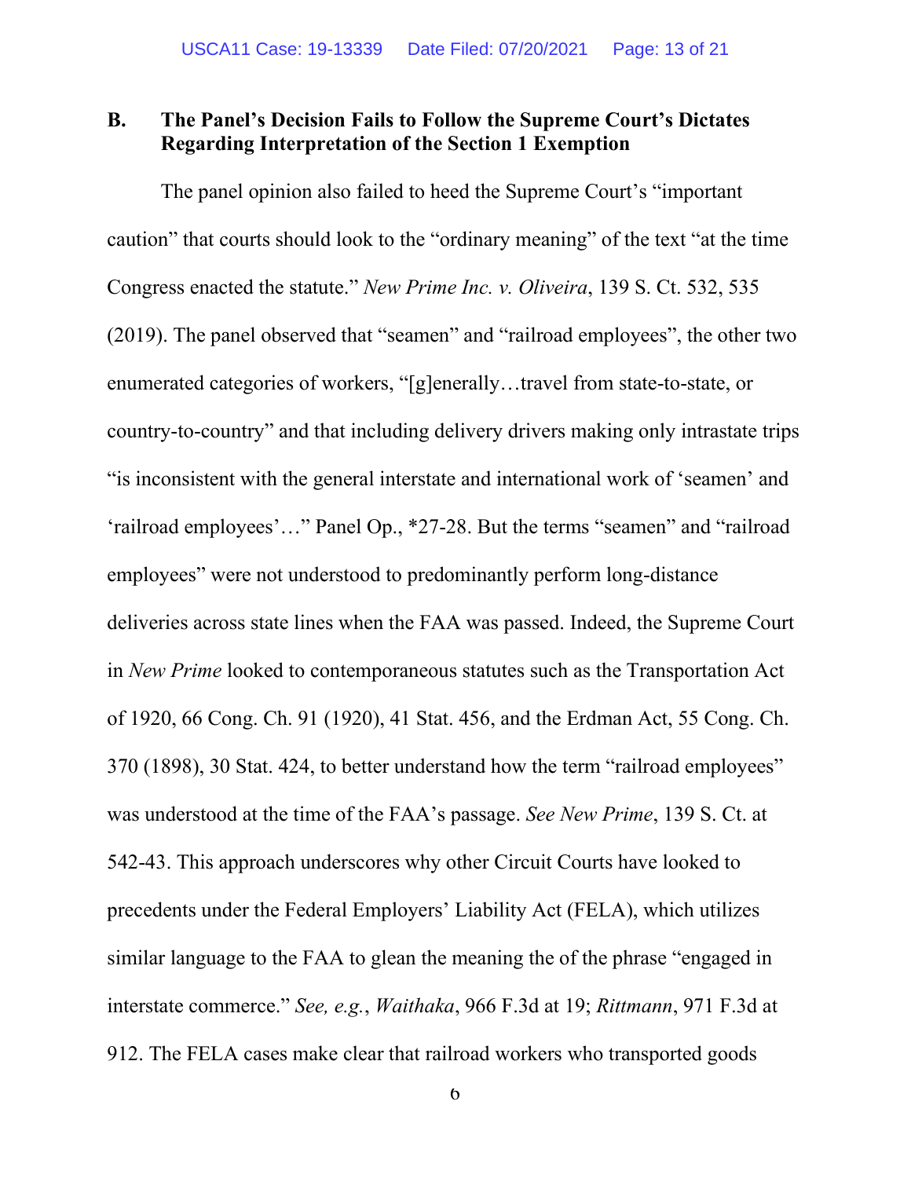### B. The Panel's Decision Fails to Follow the Supreme Court's Dictates Regarding Interpretation of the Section 1 Exemption

The panel opinion also failed to heed the Supreme Court's "important caution" that courts should look to the "ordinary meaning" of the text "at the time Congress enacted the statute." *New Prime Inc. v. Oliveira*, 139 S. Ct. 532, 535 (2019). The panel observed that "seamen" and "railroad employees", the other two enumerated categories of workers, "[g]enerally…travel from state-to-state, or country-to-country" and that including delivery drivers making only intrastate trips "is inconsistent with the general interstate and international work of 'seamen' and 'railroad employees'…" Panel Op., *27-28. But the terms "seamen" and "railroad employees" were not understood to predominantly perform long-distance deliveries across state lines when the FAA was passed. Indeed, the Supreme Court in *New Prime* looked to contemporaneous statutes such as the Transportation Act of 1920, 66 Cong. Ch. 91 (1920), 41 Stat. 456, and the Erdman Act, 55 Cong. Ch. 370 (1898), 30 Stat. 424, to better understand how the term "railroad employees" was understood at the time of the FAA's passage. *See New Prime*, 139 S. Ct. at 542-43. This approach underscores why other Circuit Courts have looked to precedents under the Federal Employers' Liability Act (FELA), which utilizes similar language to the FAA to glean the meaning the of the phrase "engaged in interstate commerce." *See, e.g.*, *Waithaka*, 966 F.3d at 19; *Rittmann*, 971 F.3d at 912. The FELA cases make clear that railroad workers who transported goods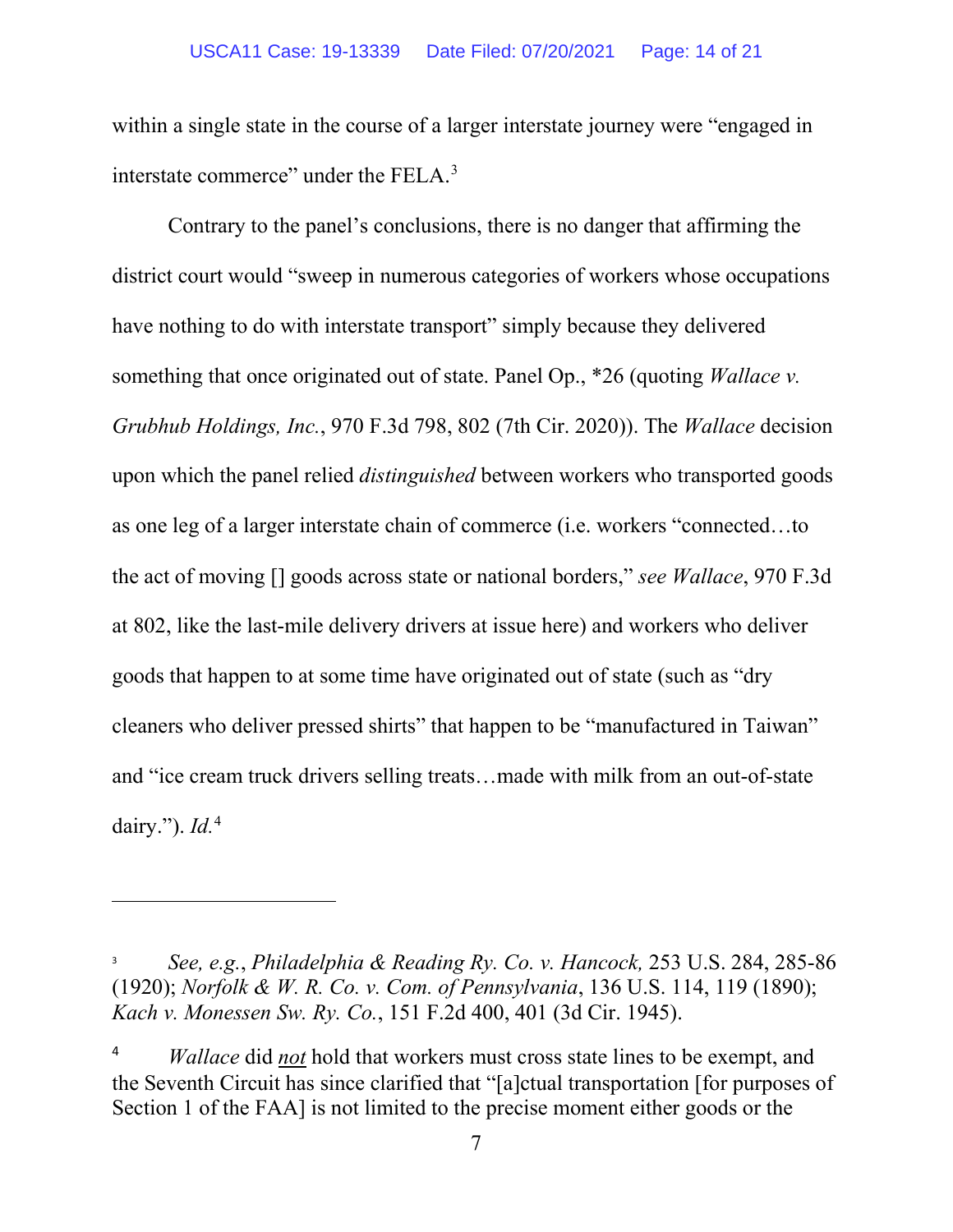within a single state in the course of a larger interstate journey were "engaged in interstate commerce" under the FELA.[3]

Contrary to the panel's conclusions, there is no danger that affirming the district court would "sweep in numerous categories of workers whose occupations have nothing to do with interstate transport" simply because they delivered something that once originated out of state. Panel Op., *26 (quoting *Wallace v. Grubhub Holdings, Inc.*, 970 F.3d 798, 802 (7th Cir. 2020)). The *Wallace* decision upon which the panel relied *distinguished* between workers who transported goods as one leg of a larger interstate chain of commerce (i.e. workers "connected…to the act of moving [] goods across state or national borders," *see Wallace*, 970 F.3d at 802, like the last-mile delivery drivers at issue here) and workers who deliver goods that happen to at some time have originated out of state (such as "dry cleaners who deliver pressed shirts" that happen to be "manufactured in Taiwan" and "ice cream truck drivers selling treats…made with milk from an out-of-state dairy."). *Id.*[4]

---

[3] *See, e.g.*, *Philadelphia & Reading Ry. Co. v. Hancock,* 253 U.S. 284, 285-86 (1920); *Norfolk & W. R. Co. v. Com. of Pennsylvania*, 136 U.S. 114, 119 (1890); *Kach v. Monessen Sw. Ry. Co.*, 151 F.2d 400, 401 (3d Cir. 1945).

[4] *Wallace* did ***not*** hold that workers must cross state lines to be exempt, and the Seventh Circuit has since clarified that "[a]ctual transportation [for purposes of Section 1 of the FAA] is not limited to the precise moment either goods or the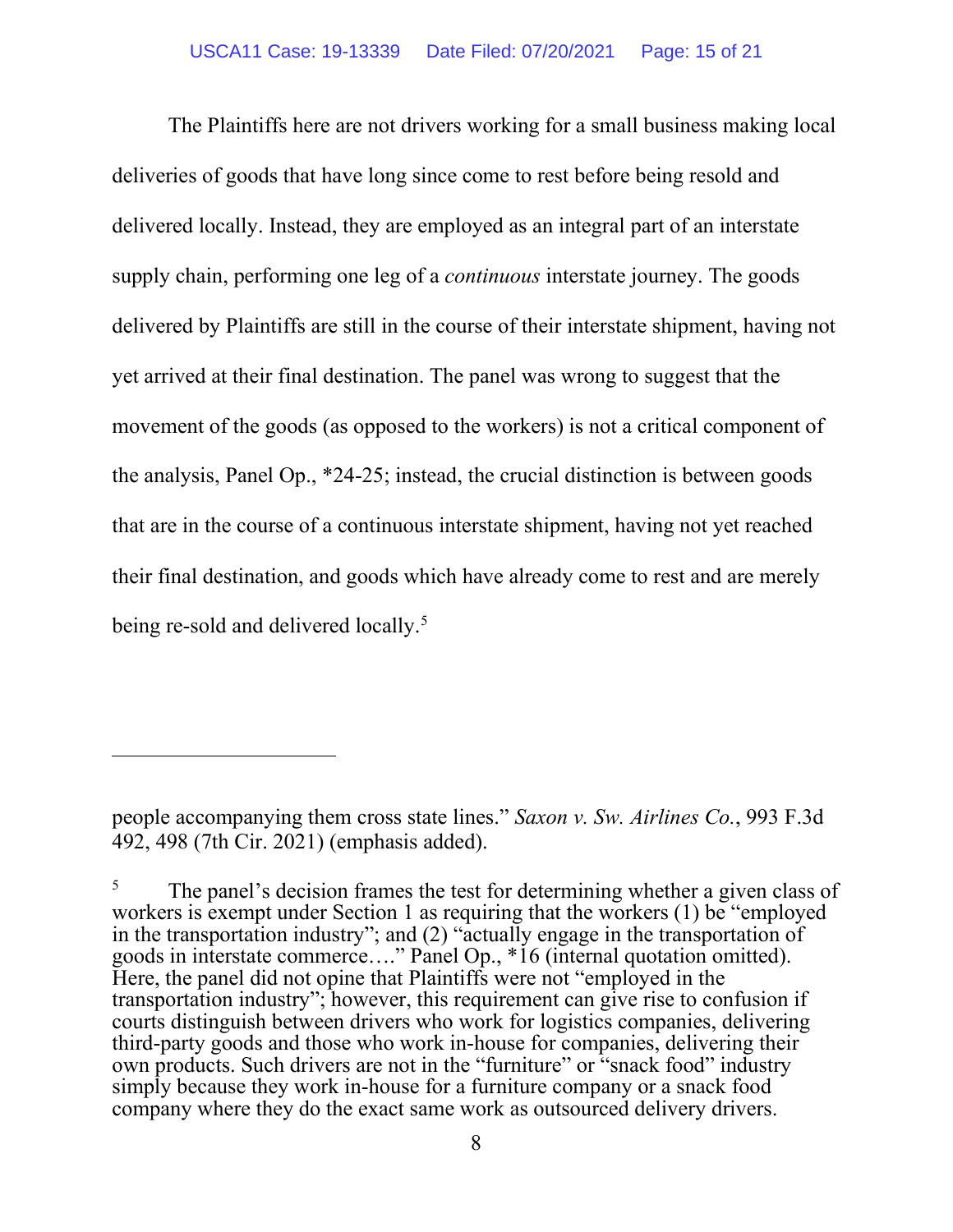The Plaintiffs here are not drivers working for a small business making local deliveries of goods that have long since come to rest before being resold and delivered locally. Instead, they are employed as an integral part of an interstate supply chain, performing one leg of a *continuous* interstate journey. The goods delivered by Plaintiffs are still in the course of their interstate shipment, having not yet arrived at their final destination. The panel was wrong to suggest that the movement of the goods (as opposed to the workers) is not a critical component of the analysis, Panel Op., *24-25; instead, the crucial distinction is between goods that are in the course of a continuous interstate shipment, having not yet reached their final destination, and goods which have already come to rest and are merely being re-sold and delivered locally.[5]

---

people accompanying them cross state lines." *Saxon v. Sw. Airlines Co.*, 993 F.3d 492, 498 (7th Cir. 2021) (emphasis added).

[5] The panel's decision frames the test for determining whether a given class of workers is exempt under Section 1 as requiring that the workers (1) be "employed in the transportation industry"; and (2) "actually engage in the transportation of goods in interstate commerce…." Panel Op., *16 (internal quotation omitted). Here, the panel did not opine that Plaintiffs were not "employed in the transportation industry"; however, this requirement can give rise to confusion if courts distinguish between drivers who work for logistics companies, delivering third-party goods and those who work in-house for companies, delivering their own products. Such drivers are not in the "furniture" or "snack food" industry simply because they work in-house for a furniture company or a snack food company where they do the exact same work as outsourced delivery drivers.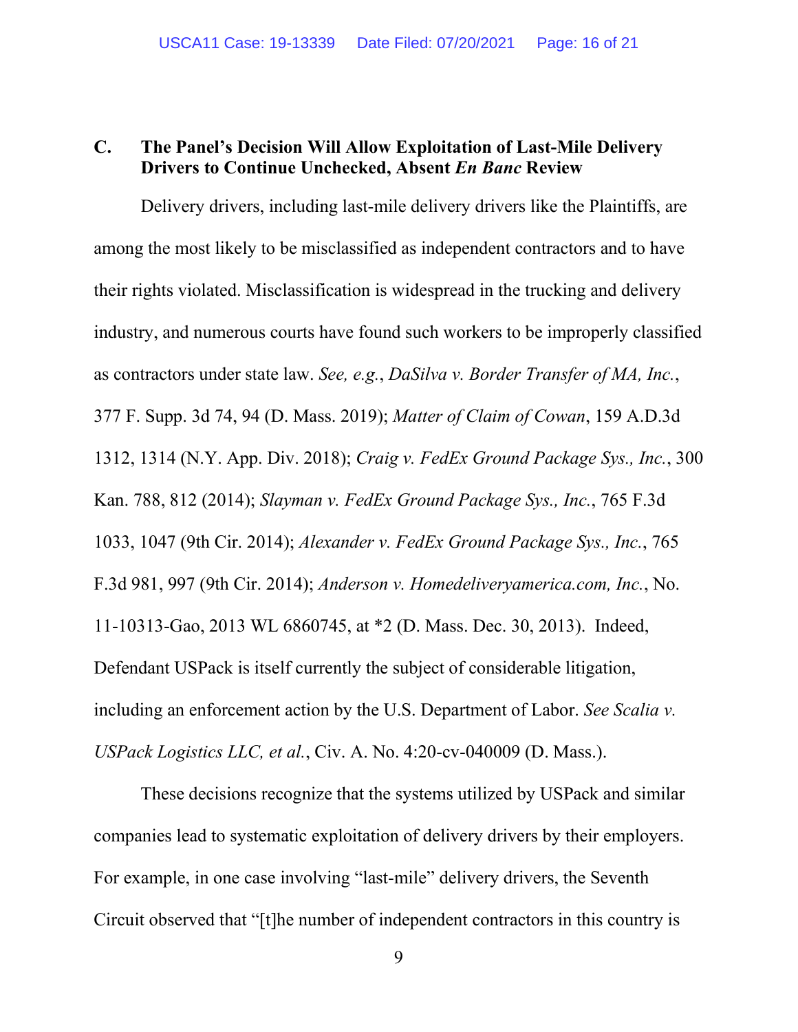### C. The Panel's Decision Will Allow Exploitation of Last-Mile Delivery Drivers to Continue Unchecked, Absent *En Banc* Review

Delivery drivers, including last-mile delivery drivers like the Plaintiffs, are among the most likely to be misclassified as independent contractors and to have their rights violated. Misclassification is widespread in the trucking and delivery industry, and numerous courts have found such workers to be improperly classified as contractors under state law. *See, e.g.*, *DaSilva v. Border Transfer of MA, Inc.*, 377 F. Supp. 3d 74, 94 (D. Mass. 2019); *Matter of Claim of Cowan*, 159 A.D.3d 1312, 1314 (N.Y. App. Div. 2018); *Craig v. FedEx Ground Package Sys., Inc.*, 300 Kan. 788, 812 (2014); *Slayman v. FedEx Ground Package Sys., Inc.*, 765 F.3d 1033, 1047 (9th Cir. 2014); *Alexander v. FedEx Ground Package Sys., Inc.*, 765 F.3d 981, 997 (9th Cir. 2014); *Anderson v. Homedeliveryamerica.com, Inc.*, No. 11-10313-Gao, 2013 WL 6860745, at *2 (D. Mass. Dec. 30, 2013). Indeed, Defendant USPack is itself currently the subject of considerable litigation, including an enforcement action by the U.S. Department of Labor. *See Scalia v. USPack Logistics LLC, et al.*, Civ. A. No. 4:20-cv-040009 (D. Mass.).

These decisions recognize that the systems utilized by USPack and similar companies lead to systematic exploitation of delivery drivers by their employers. For example, in one case involving "last-mile" delivery drivers, the Seventh Circuit observed that "[t]he number of independent contractors in this country is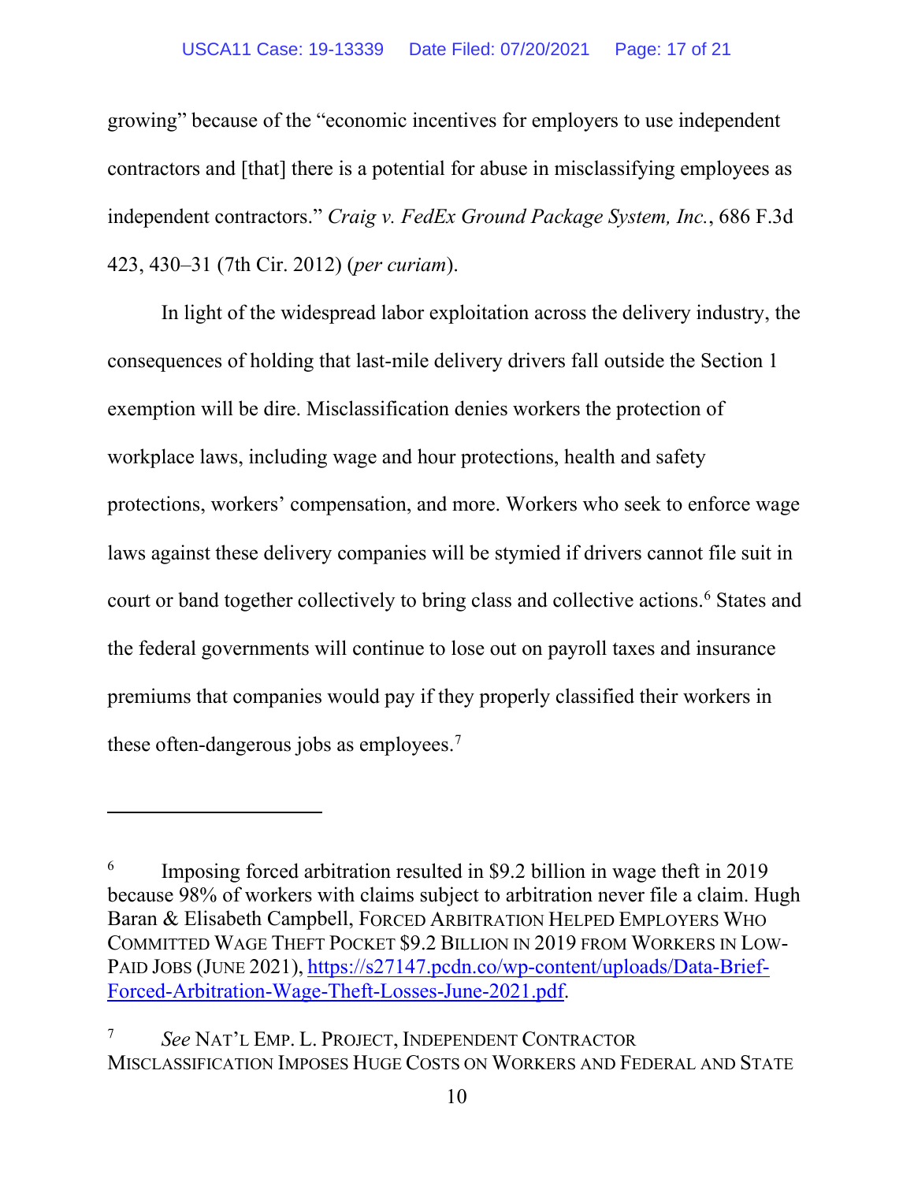growing" because of the "economic incentives for employers to use independent contractors and [that] there is a potential for abuse in misclassifying employees as independent contractors." *Craig v. FedEx Ground Package System, Inc.*, 686 F.3d 423, 430–31 (7th Cir. 2012) (*per curiam*).

In light of the widespread labor exploitation across the delivery industry, the consequences of holding that last-mile delivery drivers fall outside the Section 1 exemption will be dire. Misclassification denies workers the protection of workplace laws, including wage and hour protections, health and safety protections, workers' compensation, and more. Workers who seek to enforce wage laws against these delivery companies will be stymied if drivers cannot file suit in court or band together collectively to bring class and collective actions.[6] States and the federal governments will continue to lose out on payroll taxes and insurance premiums that companies would pay if they properly classified their workers in these often-dangerous jobs as employees.[7]

---

[6] Imposing forced arbitration resulted in $9.2 billion in wage theft in 2019 because 98% of workers with claims subject to arbitration never file a claim. Hugh Baran & Elisabeth Campbell, FORCED ARBITRATION HELPED EMPLOYERS WHO COMMITTED WAGE THEFT POCKET $9.2 BILLION IN 2019 FROM WORKERS IN LOW-PAID JOBS (JUNE 2021), https://s27147.pcdn.co/wp-content/uploads/Data-Brief-Forced-Arbitration-Wage-Theft-Losses-June-2021.pdf.

[7] *See* NAT'L EMP. L. PROJECT, INDEPENDENT CONTRACTOR MISCLASSIFICATION IMPOSES HUGE COSTS ON WORKERS AND FEDERAL AND STATE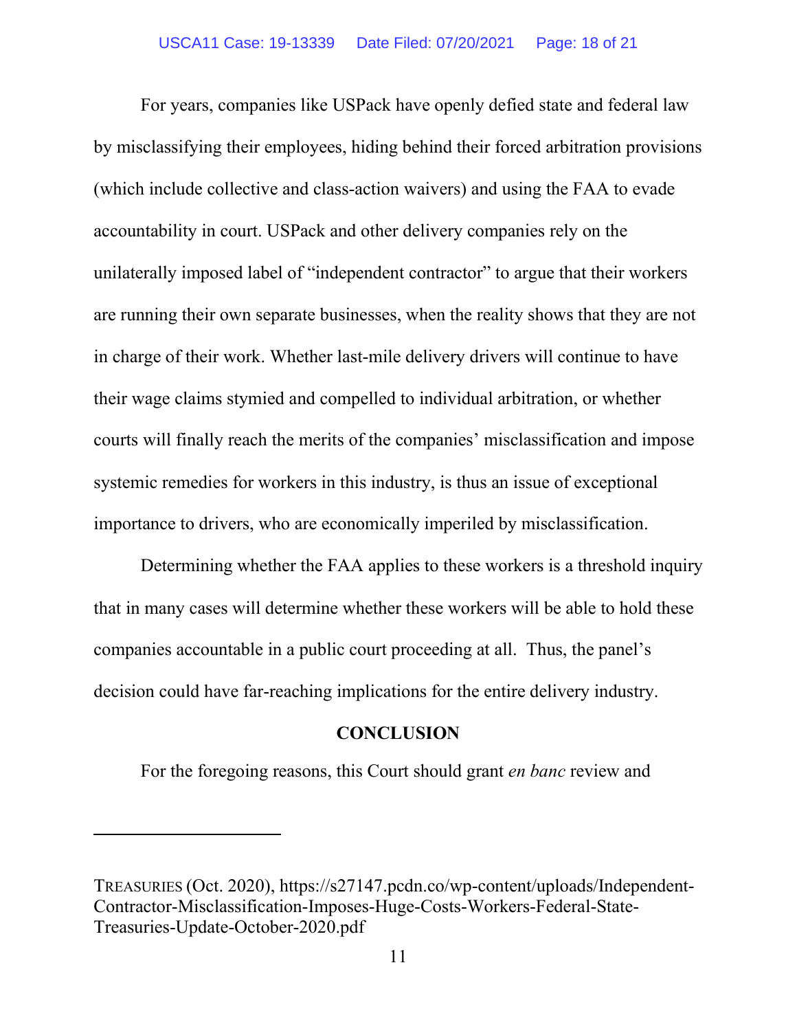For years, companies like USPack have openly defied state and federal law by misclassifying their employees, hiding behind their forced arbitration provisions (which include collective and class-action waivers) and using the FAA to evade accountability in court. USPack and other delivery companies rely on the unilaterally imposed label of "independent contractor" to argue that their workers are running their own separate businesses, when the reality shows that they are not in charge of their work. Whether last-mile delivery drivers will continue to have their wage claims stymied and compelled to individual arbitration, or whether courts will finally reach the merits of the companies' misclassification and impose systemic remedies for workers in this industry, is thus an issue of exceptional importance to drivers, who are economically imperiled by misclassification.

Determining whether the FAA applies to these workers is a threshold inquiry that in many cases will determine whether these workers will be able to hold these companies accountable in a public court proceeding at all. Thus, the panel's decision could have far-reaching implications for the entire delivery industry.

## CONCLUSION

For the foregoing reasons, this Court should grant *en banc* review and

---

TREASURIES (Oct. 2020), https://s27147.pcdn.co/wp-content/uploads/Independent-Contractor-Misclassification-Imposes-Huge-Costs-Workers-Federal-State-Treasuries-Update-October-2020.pdf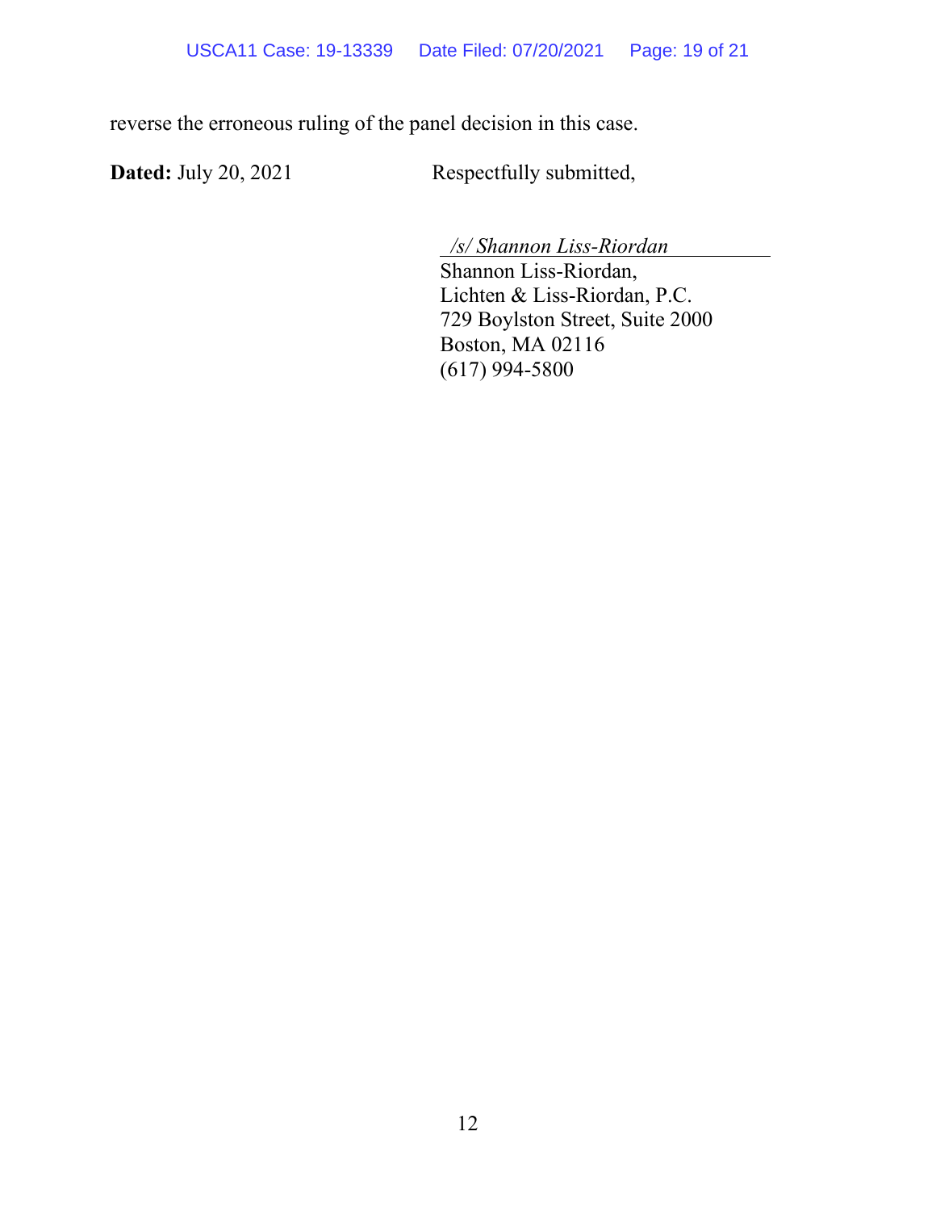reverse the erroneous ruling of the panel decision in this case.

**Dated:** July 20, 2021

Respectfully submitted,

*/s/ Shannon Liss-Riordan*
Shannon Liss-Riordan,
Lichten & Liss-Riordan, P.C.
729 Boylston Street, Suite 2000
Boston, MA 02116
(617) 994-5800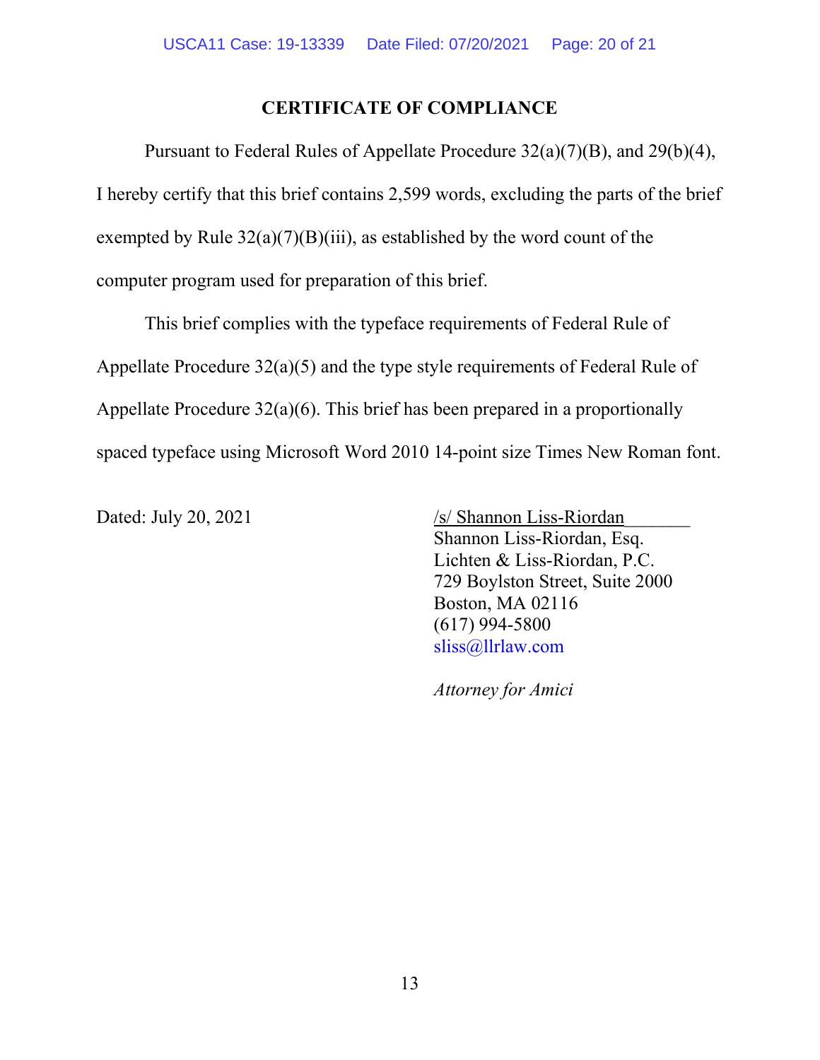## CERTIFICATE OF COMPLIANCE

Pursuant to Federal Rules of Appellate Procedure 32(a)(7)(B), and 29(b)(4), I hereby certify that this brief contains 2,599 words, excluding the parts of the brief exempted by Rule 32(a)(7)(B)(iii), as established by the word count of the computer program used for preparation of this brief.

This brief complies with the typeface requirements of Federal Rule of Appellate Procedure 32(a)(5) and the type style requirements of Federal Rule of Appellate Procedure 32(a)(6). This brief has been prepared in a proportionally spaced typeface using Microsoft Word 2010 14-point size Times New Roman font.

Dated: July 20, 2021

/s/ Shannon Liss-Riordan_______
Shannon Liss-Riordan, Esq.
Lichten & Liss-Riordan, P.C.
729 Boylston Street, Suite 2000
Boston, MA 02116
(617) 994-5800
sliss@llrlaw.com

*Attorney for Amici*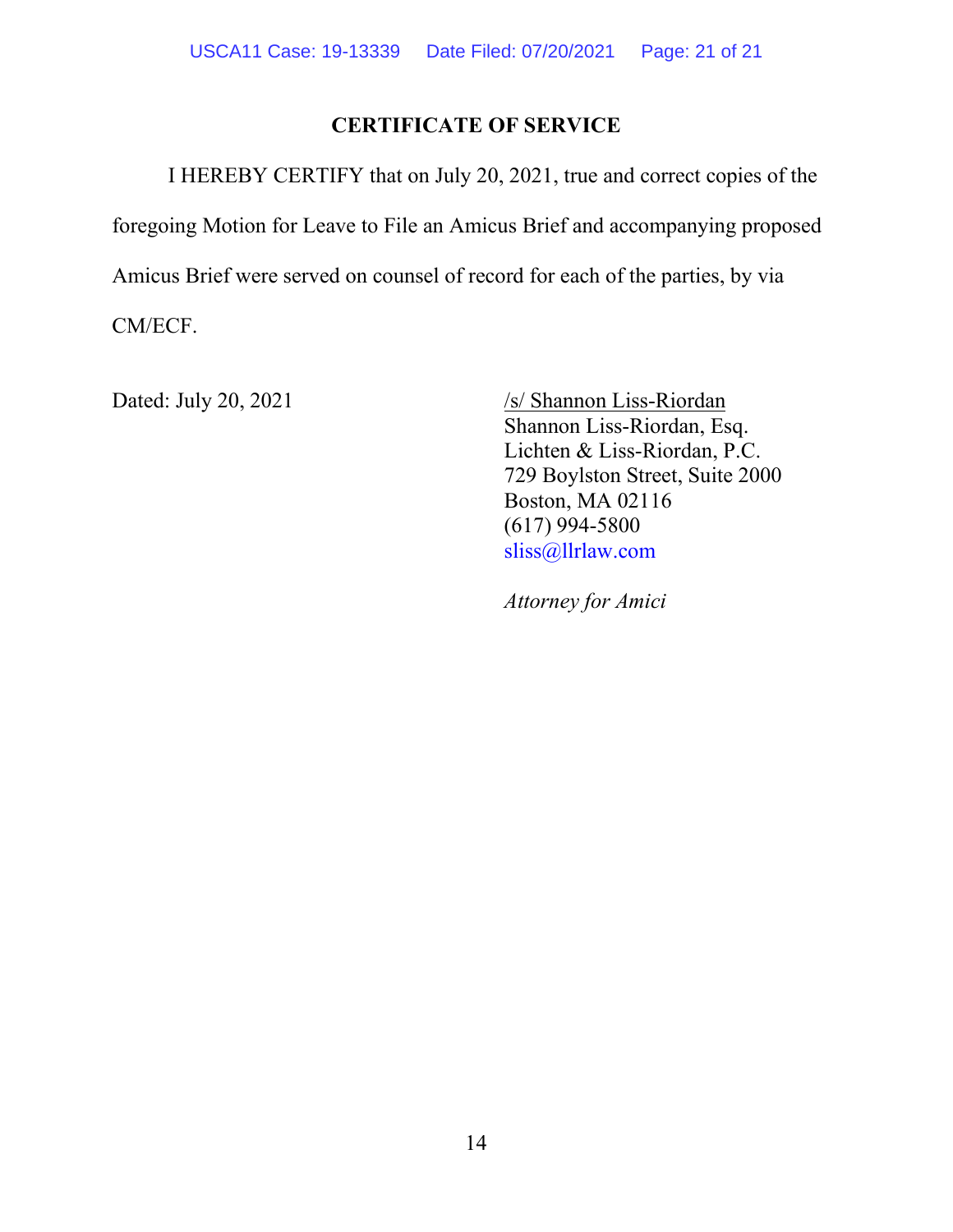# CERTIFICATE OF SERVICE

I HEREBY CERTIFY that on July 20, 2021, true and correct copies of the foregoing Motion for Leave to File an Amicus Brief and accompanying proposed Amicus Brief were served on counsel of record for each of the parties, by via CM/ECF.

Dated: July 20, 2021

/s/ Shannon Liss-Riordan
Shannon Liss-Riordan, Esq.
Lichten & Liss-Riordan, P.C.
729 Boylston Street, Suite 2000
Boston, MA 02116
(617) 994-5800
sliss@llrlaw.com

*Attorney for Amici*